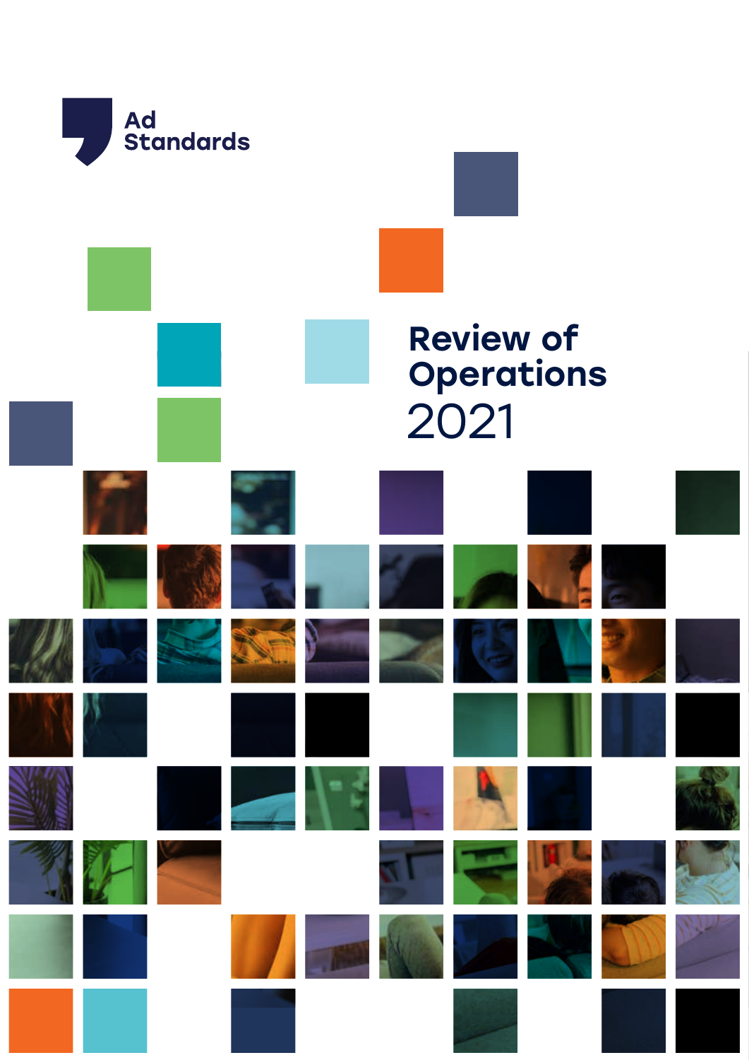Ad Standards

# Review of Operations 2021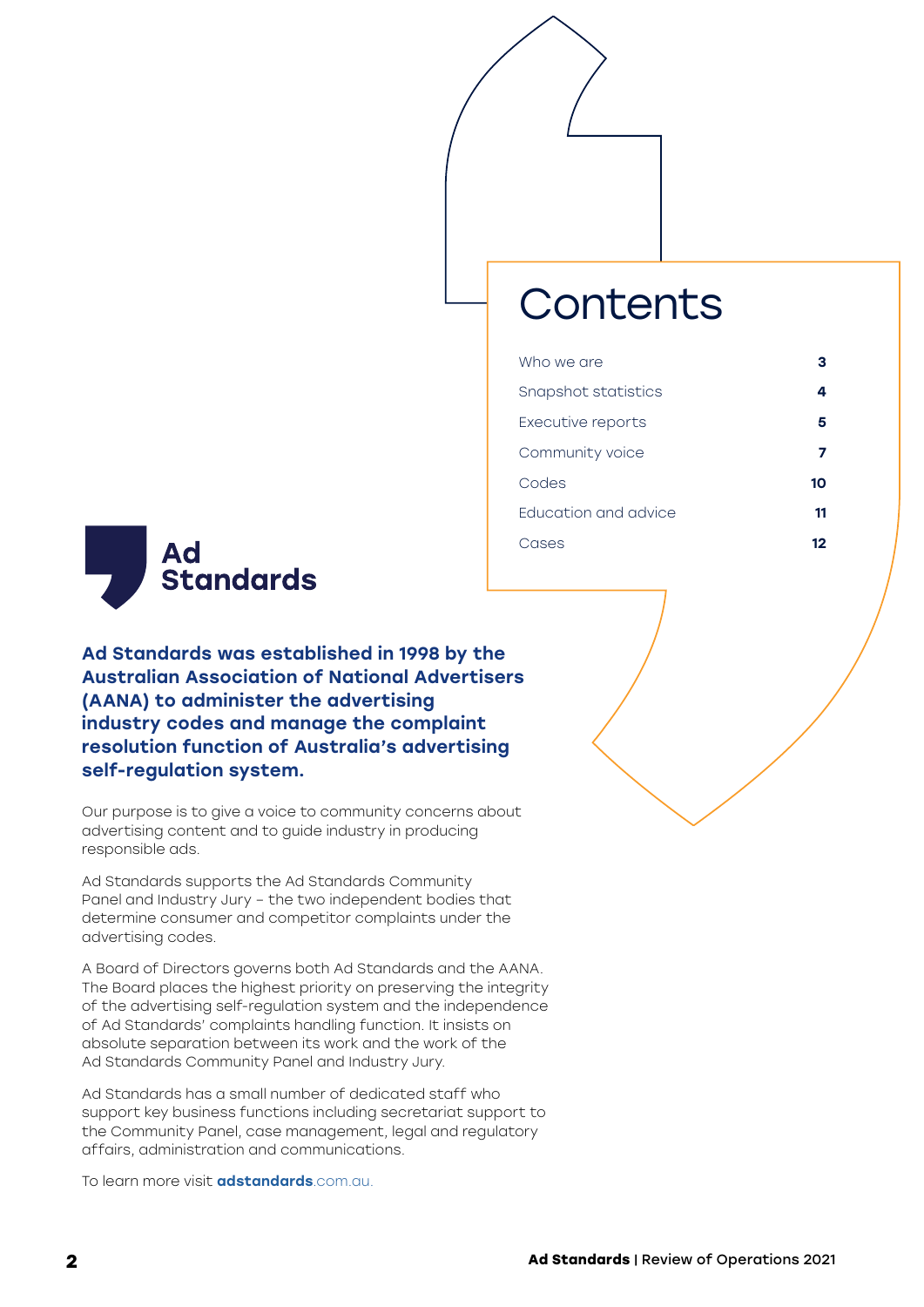# Contents

| | |
|---|---|
| Who we are | 3 |
| Snapshot statistics | 4 |
| Executive reports | 5 |
| Community voice | 7 |
| Codes | 10 |
| Education and advice | 11 |
| Cases | 12 |

**Ad Standards**

**Ad Standards was established in 1998 by the Australian Association of National Advertisers (AANA) to administer the advertising industry codes and manage the complaint resolution function of Australia's advertising self-regulation system.**

Our purpose is to give a voice to community concerns about advertising content and to guide industry in producing responsible ads.

Ad Standards supports the Ad Standards Community Panel and Industry Jury – the two independent bodies that determine consumer and competitor complaints under the advertising codes.

A Board of Directors governs both Ad Standards and the AANA. The Board places the highest priority on preserving the integrity of the advertising self-regulation system and the independence of Ad Standards' complaints handling function. It insists on absolute separation between its work and the work of the Ad Standards Community Panel and Industry Jury.

Ad Standards has a small number of dedicated staff who support key business functions including secretariat support to the Community Panel, case management, legal and regulatory affairs, administration and communications.

To learn more visit **adstandards**.com.au.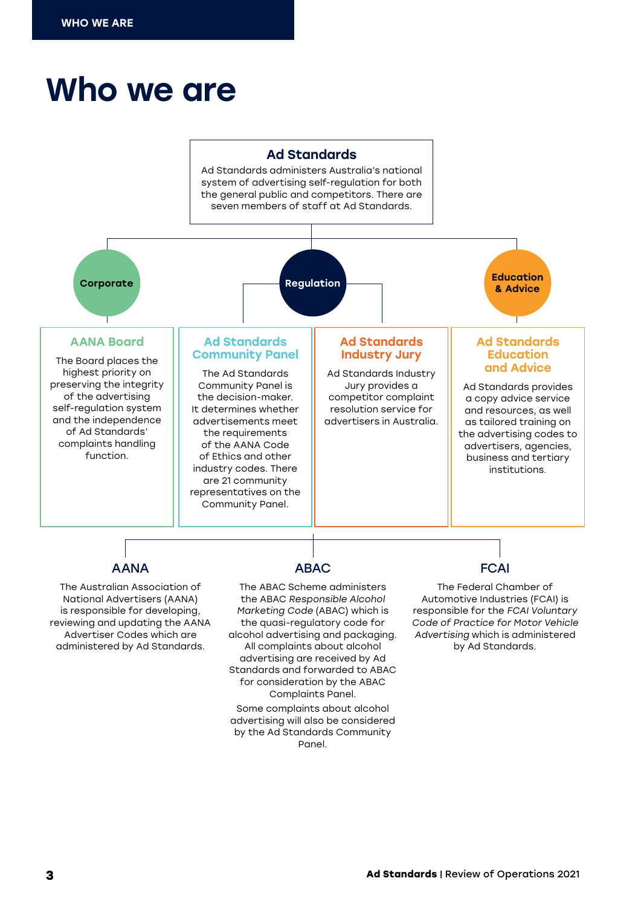# Who we are

## Ad Standards

Ad Standards administers Australia's national system of advertising self-regulation for both the general public and competitors. There are seven members of staff at Ad Standards.

Corporate

Regulation

Education & Advice

### AANA Board

The Board places the highest priority on preserving the integrity of the advertising self-regulation system and the independence of Ad Standards' complaints handling function.

### Ad Standards Community Panel

The Ad Standards Community Panel is the decision-maker. It determines whether advertisements meet the requirements of the AANA Code of Ethics and other industry codes. There are 21 community representatives on the Community Panel.

### Ad Standards Industry Jury

Ad Standards Industry Jury provides a competitor complaint resolution service for advertisers in Australia.

### Ad Standards Education and Advice

Ad Standards provides a copy advice service and resources, as well as tailored training on the advertising codes to advertisers, agencies, business and tertiary institutions.

### AANA

The Australian Association of National Advertisers (AANA) is responsible for developing, reviewing and updating the AANA Advertiser Codes which are administered by Ad Standards.

### ABAC

The ABAC Scheme administers the ABAC *Responsible Alcohol Marketing Code* (ABAC) which is the quasi-regulatory code for alcohol advertising and packaging. All complaints about alcohol advertising are received by Ad Standards and forwarded to ABAC for consideration by the ABAC Complaints Panel.

Some complaints about alcohol advertising will also be considered by the Ad Standards Community Panel.

### FCAI

The Federal Chamber of Automotive Industries (FCAI) is responsible for the *FCAI Voluntary Code of Practice for Motor Vehicle Advertising* which is administered by Ad Standards.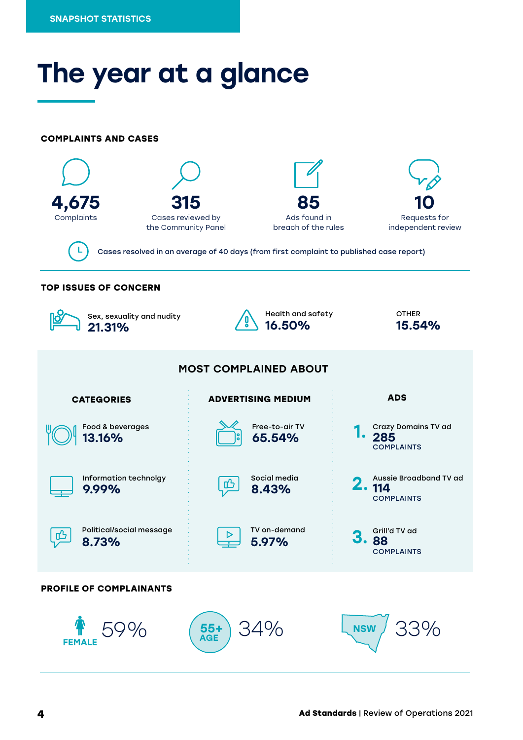SNAPSHOT STATISTICS

# The year at a glance

## COMPLAINTS AND CASES

**4,675**
Complaints

**315**
Cases reviewed by the Community Panel

**85**
Ads found in breach of the rules

**10**
Requests for independent review

Cases resolved in an average of 40 days (from first complaint to published case report)

## TOP ISSUES OF CONCERN

Sex, sexuality and nudity
**21.31%**

Health and safety
**16.50%**

OTHER
**15.54%**

## MOST COMPLAINED ABOUT

### CATEGORIES

Food & beverages
**13.16%**

Information technolgy
**9.99%**

Political/social message
**8.73%**

### ADVERTISING MEDIUM

Free-to-air TV
**65.54%**

Social media
**8.43%**

TV on-demand
**5.97%**

### ADS

1. Crazy Domains TV ad
**285**
COMPLAINTS

2. Aussie Broadband TV ad
**114**
COMPLAINTS

3. Grill'd TV ad
**88**
COMPLAINTS

## PROFILE OF COMPLAINANTS

FEMALE 59%

55+ AGE 34%

NSW 33%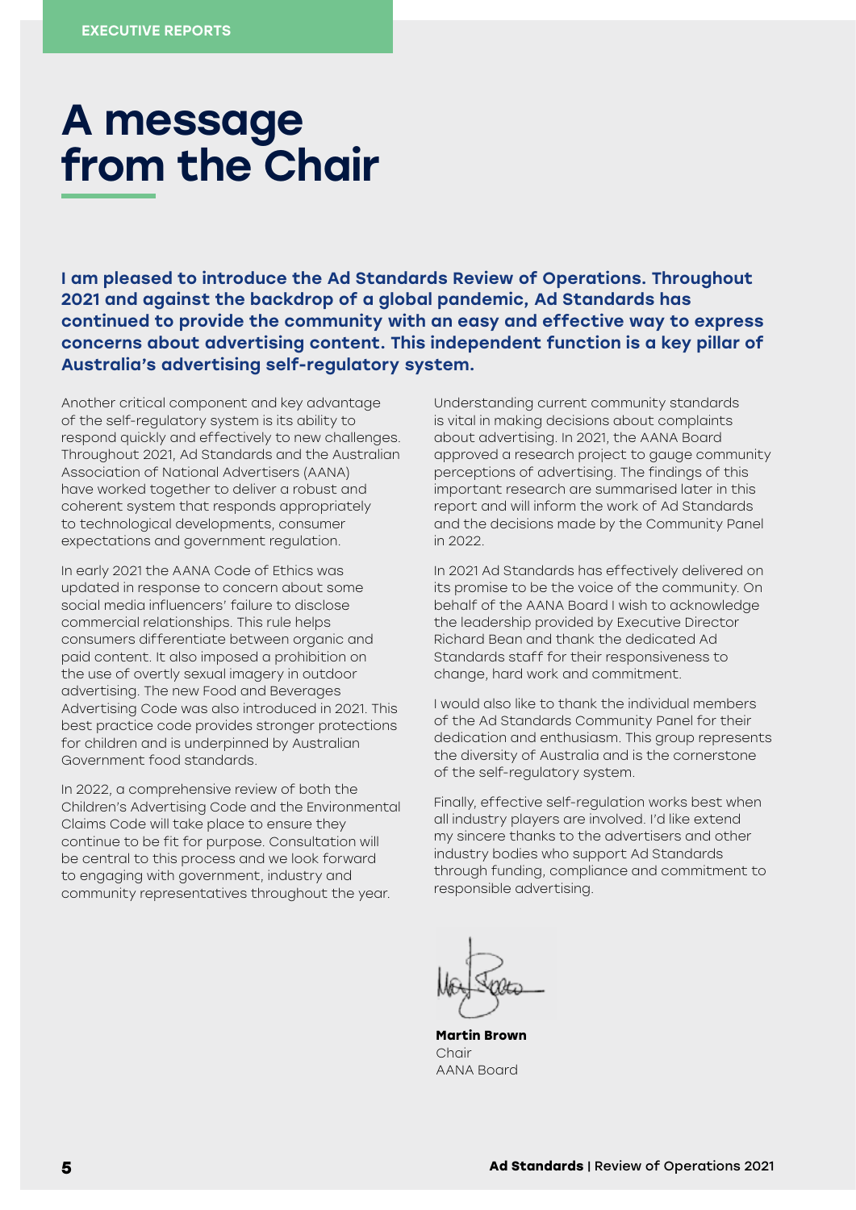# A message from the Chair

**I am pleased to introduce the Ad Standards Review of Operations. Throughout 2021 and against the backdrop of a global pandemic, Ad Standards has continued to provide the community with an easy and effective way to express concerns about advertising content. This independent function is a key pillar of Australia's advertising self-regulatory system.**

Another critical component and key advantage of the self-regulatory system is its ability to respond quickly and effectively to new challenges. Throughout 2021, Ad Standards and the Australian Association of National Advertisers (AANA) have worked together to deliver a robust and coherent system that responds appropriately to technological developments, consumer expectations and government regulation.

In early 2021 the AANA Code of Ethics was updated in response to concern about some social media influencers' failure to disclose commercial relationships. This rule helps consumers differentiate between organic and paid content. It also imposed a prohibition on the use of overtly sexual imagery in outdoor advertising. The new Food and Beverages Advertising Code was also introduced in 2021. This best practice code provides stronger protections for children and is underpinned by Australian Government food standards.

In 2022, a comprehensive review of both the Children's Advertising Code and the Environmental Claims Code will take place to ensure they continue to be fit for purpose. Consultation will be central to this process and we look forward to engaging with government, industry and community representatives throughout the year.

Understanding current community standards is vital in making decisions about complaints about advertising. In 2021, the AANA Board approved a research project to gauge community perceptions of advertising. The findings of this important research are summarised later in this report and will inform the work of Ad Standards and the decisions made by the Community Panel in 2022.

In 2021 Ad Standards has effectively delivered on its promise to be the voice of the community. On behalf of the AANA Board I wish to acknowledge the leadership provided by Executive Director Richard Bean and thank the dedicated Ad Standards staff for their responsiveness to change, hard work and commitment.

I would also like to thank the individual members of the Ad Standards Community Panel for their dedication and enthusiasm. This group represents the diversity of Australia and is the cornerstone of the self-regulatory system.

Finally, effective self-regulation works best when all industry players are involved. I'd like extend my sincere thanks to the advertisers and other industry bodies who support Ad Standards through funding, compliance and commitment to responsible advertising.

**Martin Brown**
Chair
AANA Board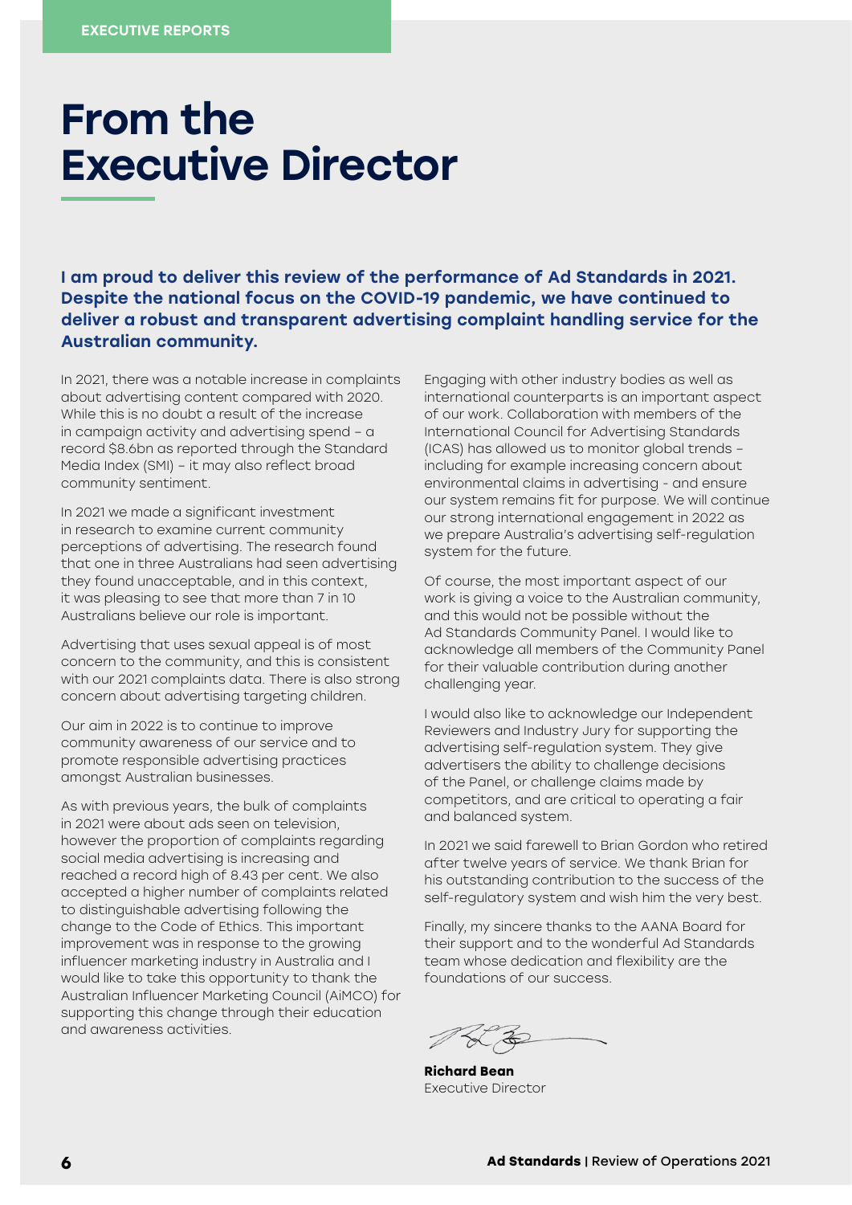EXECUTIVE REPORTS

# From the Executive Director

**I am proud to deliver this review of the performance of Ad Standards in 2021. Despite the national focus on the COVID-19 pandemic, we have continued to deliver a robust and transparent advertising complaint handling service for the Australian community.**

In 2021, there was a notable increase in complaints about advertising content compared with 2020. While this is no doubt a result of the increase in campaign activity and advertising spend – a record $8.6bn as reported through the Standard Media Index (SMI) – it may also reflect broad community sentiment.

In 2021 we made a significant investment in research to examine current community perceptions of advertising. The research found that one in three Australians had seen advertising they found unacceptable, and in this context, it was pleasing to see that more than 7 in 10 Australians believe our role is important.

Advertising that uses sexual appeal is of most concern to the community, and this is consistent with our 2021 complaints data. There is also strong concern about advertising targeting children.

Our aim in 2022 is to continue to improve community awareness of our service and to promote responsible advertising practices amongst Australian businesses.

As with previous years, the bulk of complaints in 2021 were about ads seen on television, however the proportion of complaints regarding social media advertising is increasing and reached a record high of 8.43 per cent. We also accepted a higher number of complaints related to distinguishable advertising following the change to the Code of Ethics. This important improvement was in response to the growing influencer marketing industry in Australia and I would like to take this opportunity to thank the Australian Influencer Marketing Council (AiMCO) for supporting this change through their education and awareness activities.

Engaging with other industry bodies as well as international counterparts is an important aspect of our work. Collaboration with members of the International Council for Advertising Standards (ICAS) has allowed us to monitor global trends – including for example increasing concern about environmental claims in advertising - and ensure our system remains fit for purpose. We will continue our strong international engagement in 2022 as we prepare Australia's advertising self-regulation system for the future.

Of course, the most important aspect of our work is giving a voice to the Australian community, and this would not be possible without the Ad Standards Community Panel. I would like to acknowledge all members of the Community Panel for their valuable contribution during another challenging year.

I would also like to acknowledge our Independent Reviewers and Industry Jury for supporting the advertising self-regulation system. They give advertisers the ability to challenge decisions of the Panel, or challenge claims made by competitors, and are critical to operating a fair and balanced system.

In 2021 we said farewell to Brian Gordon who retired after twelve years of service. We thank Brian for his outstanding contribution to the success of the self-regulatory system and wish him the very best.

Finally, my sincere thanks to the AANA Board for their support and to the wonderful Ad Standards team whose dedication and flexibility are the foundations of our success.

**Richard Bean**
Executive Director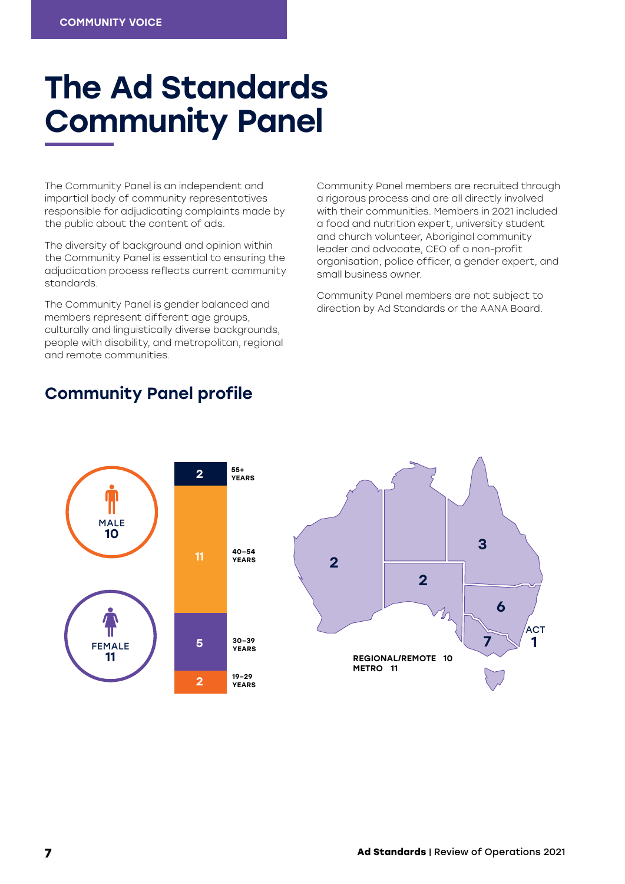# The Ad Standards Community Panel

The Community Panel is an independent and impartial body of community representatives responsible for adjudicating complaints made by the public about the content of ads.

The diversity of background and opinion within the Community Panel is essential to ensuring the adjudication process reflects current community standards.

The Community Panel is gender balanced and members represent different age groups, culturally and linguistically diverse backgrounds, people with disability, and metropolitan, regional and remote communities.

Community Panel members are recruited through a rigorous process and are all directly involved with their communities. Members in 2021 included a food and nutrition expert, university student and church volunteer, Aboriginal community leader and advocate, CEO of a non-profit organisation, police officer, a gender expert, and small business owner.

Community Panel members are not subject to direction by Ad Standards or the AANA Board.

## Community Panel profile

MALE 10

FEMALE 11

2 55+ YEARS

11 40–54 YEARS

5 30–39 YEARS

2 19–29 YEARS

2

2

3

6

7

ACT 1

REGIONAL/REMOTE 10

METRO 11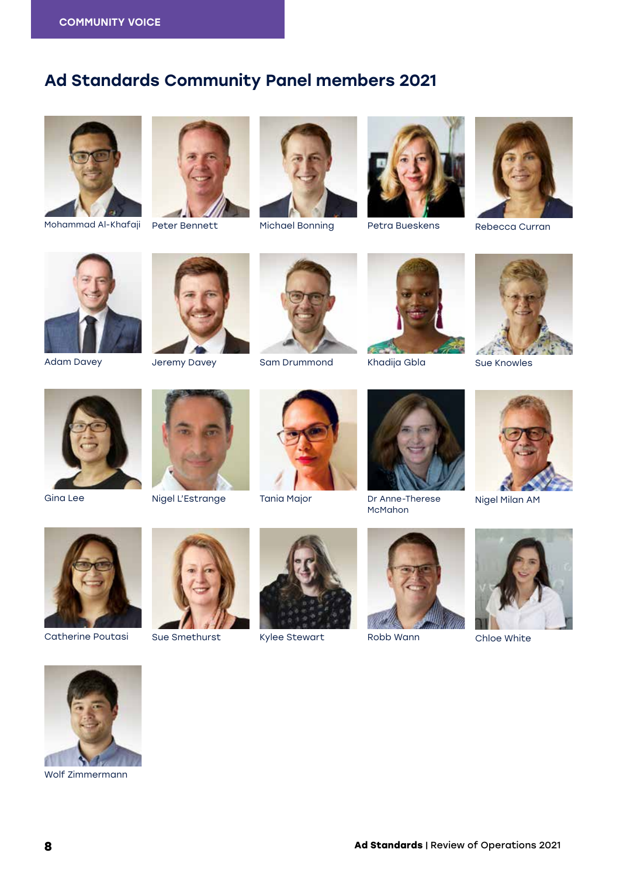COMMUNITY VOICE

## Ad Standards Community Panel members 2021

Mohammad Al-Khafaji

Peter Bennett

Michael Bonning

Petra Bueskens

Rebecca Curran

Adam Davey

Jeremy Davey

Sam Drummond

Khadija Gbla

Sue Knowles

Gina Lee

Nigel L'Estrange

Tania Major

Dr Anne-Therese McMahon

Nigel Milan AM

Catherine Poutasi

Sue Smethurst

Kylee Stewart

Robb Wann

Chloe White

Wolf Zimmermann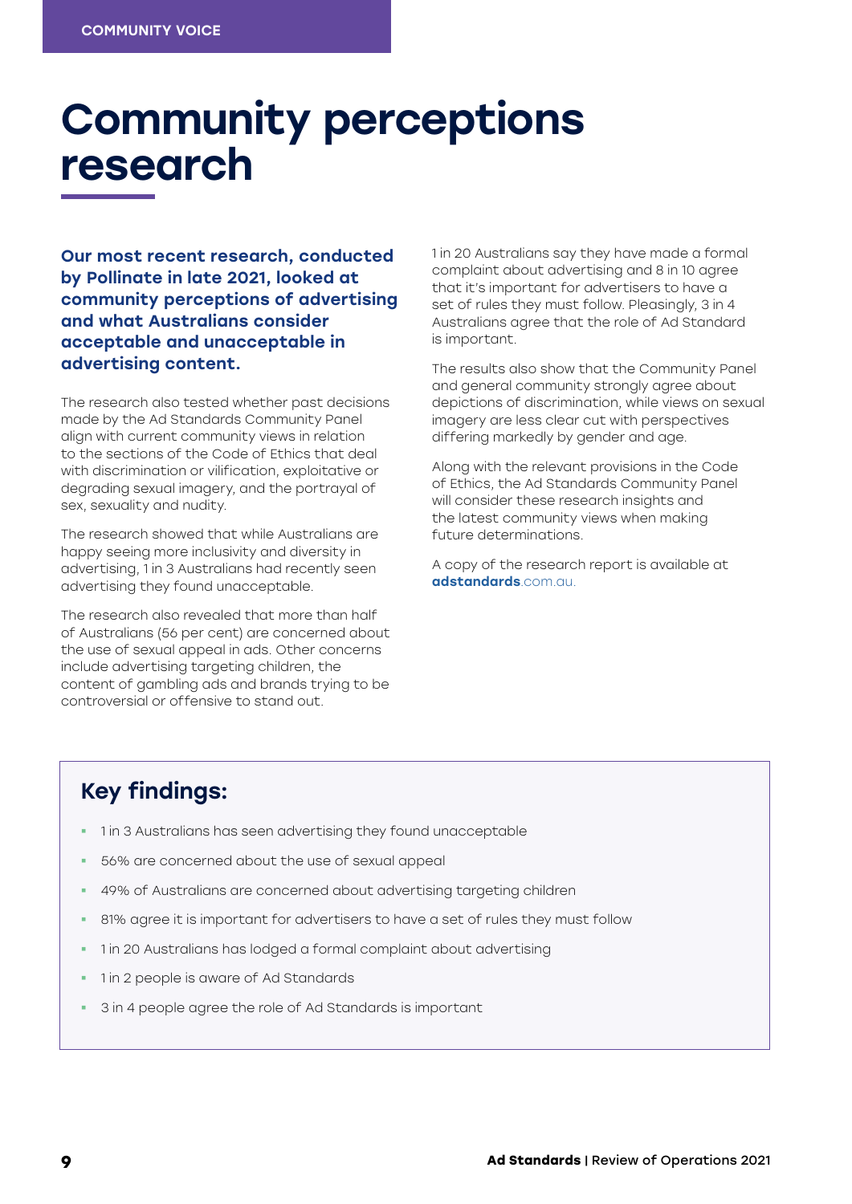COMMUNITY VOICE

# Community perceptions research

**Our most recent research, conducted by Pollinate in late 2021, looked at community perceptions of advertising and what Australians consider acceptable and unacceptable in advertising content.**

The research also tested whether past decisions made by the Ad Standards Community Panel align with current community views in relation to the sections of the Code of Ethics that deal with discrimination or vilification, exploitative or degrading sexual imagery, and the portrayal of sex, sexuality and nudity.

The research showed that while Australians are happy seeing more inclusivity and diversity in advertising, 1 in 3 Australians had recently seen advertising they found unacceptable.

The research also revealed that more than half of Australians (56 per cent) are concerned about the use of sexual appeal in ads. Other concerns include advertising targeting children, the content of gambling ads and brands trying to be controversial or offensive to stand out.

1 in 20 Australians say they have made a formal complaint about advertising and 8 in 10 agree that it's important for advertisers to have a set of rules they must follow. Pleasingly, 3 in 4 Australians agree that the role of Ad Standard is important.

The results also show that the Community Panel and general community strongly agree about depictions of discrimination, while views on sexual imagery are less clear cut with perspectives differing markedly by gender and age.

Along with the relevant provisions in the Code of Ethics, the Ad Standards Community Panel will consider these research insights and the latest community views when making future determinations.

A copy of the research report is available at **adstandards**.com.au.

## Key findings:

- 1 in 3 Australians has seen advertising they found unacceptable
- 56% are concerned about the use of sexual appeal
- 49% of Australians are concerned about advertising targeting children
- 81% agree it is important for advertisers to have a set of rules they must follow
- 1 in 20 Australians has lodged a formal complaint about advertising
- 1 in 2 people is aware of Ad Standards
- 3 in 4 people agree the role of Ad Standards is important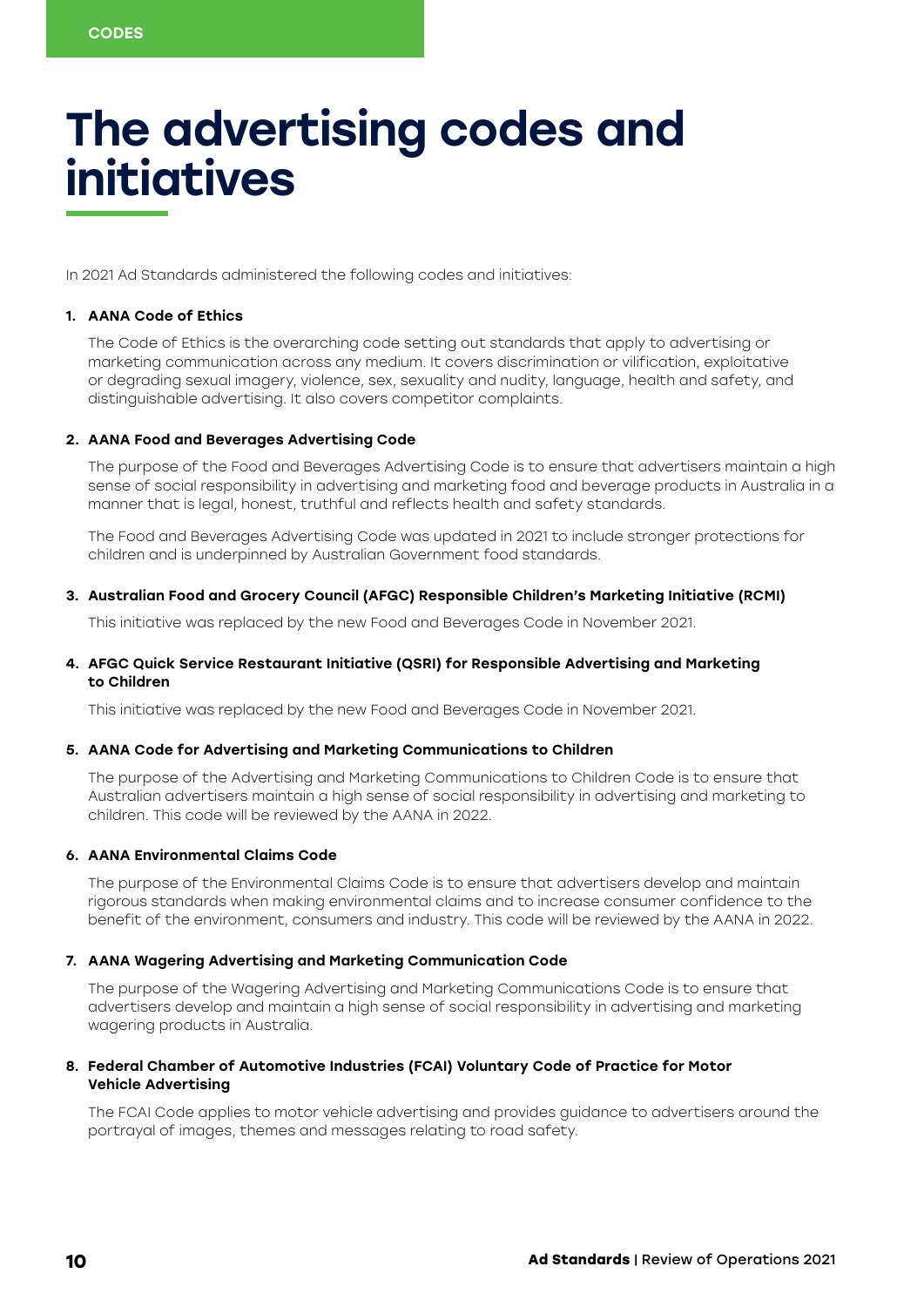CODES

# The advertising codes and initiatives

In 2021 Ad Standards administered the following codes and initiatives:

1. **AANA Code of Ethics**

   The Code of Ethics is the overarching code setting out standards that apply to advertising or marketing communication across any medium. It covers discrimination or vilification, exploitative or degrading sexual imagery, violence, sex, sexuality and nudity, language, health and safety, and distinguishable advertising. It also covers competitor complaints.

2. **AANA Food and Beverages Advertising Code**

   The purpose of the Food and Beverages Advertising Code is to ensure that advertisers maintain a high sense of social responsibility in advertising and marketing food and beverage products in Australia in a manner that is legal, honest, truthful and reflects health and safety standards.

   The Food and Beverages Advertising Code was updated in 2021 to include stronger protections for children and is underpinned by Australian Government food standards.

3. **Australian Food and Grocery Council (AFGC) Responsible Children's Marketing Initiative (RCMI)**

   This initiative was replaced by the new Food and Beverages Code in November 2021.

4. **AFGC Quick Service Restaurant Initiative (QSRI) for Responsible Advertising and Marketing to Children**

   This initiative was replaced by the new Food and Beverages Code in November 2021.

5. **AANA Code for Advertising and Marketing Communications to Children**

   The purpose of the Advertising and Marketing Communications to Children Code is to ensure that Australian advertisers maintain a high sense of social responsibility in advertising and marketing to children. This code will be reviewed by the AANA in 2022.

6. **AANA Environmental Claims Code**

   The purpose of the Environmental Claims Code is to ensure that advertisers develop and maintain rigorous standards when making environmental claims and to increase consumer confidence to the benefit of the environment, consumers and industry. This code will be reviewed by the AANA in 2022.

7. **AANA Wagering Advertising and Marketing Communication Code**

   The purpose of the Wagering Advertising and Marketing Communications Code is to ensure that advertisers develop and maintain a high sense of social responsibility in advertising and marketing wagering products in Australia.

8. **Federal Chamber of Automotive Industries (FCAI) Voluntary Code of Practice for Motor Vehicle Advertising**

   The FCAI Code applies to motor vehicle advertising and provides guidance to advertisers around the portrayal of images, themes and messages relating to road safety.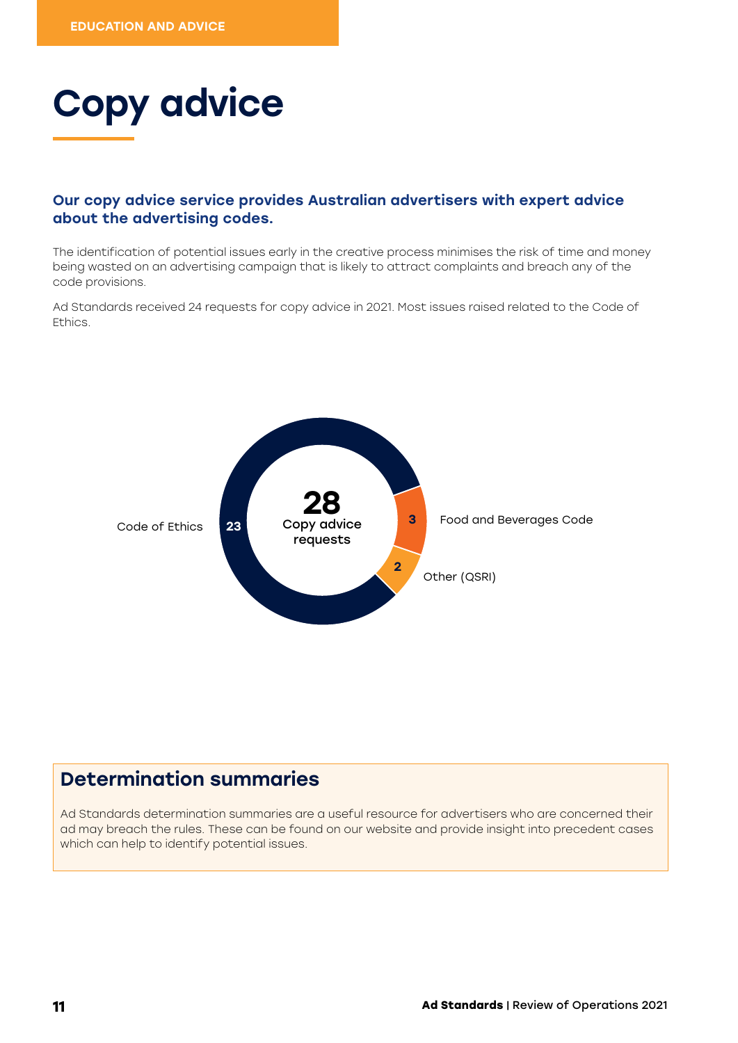EDUCATION AND ADVICE

# Copy advice

**Our copy advice service provides Australian advertisers with expert advice about the advertising codes.**

The identification of potential issues early in the creative process minimises the risk of time and money being wasted on an advertising campaign that is likely to attract complaints and breach any of the code provisions.

Ad Standards received 24 requests for copy advice in 2021. Most issues raised related to the Code of Ethics.

28
Copy advice requests

Code of Ethics 23

3 Food and Beverages Code

2 Other (QSRI)

## Determination summaries

Ad Standards determination summaries are a useful resource for advertisers who are concerned their ad may breach the rules. These can be found on our website and provide insight into precedent cases which can help to identify potential issues.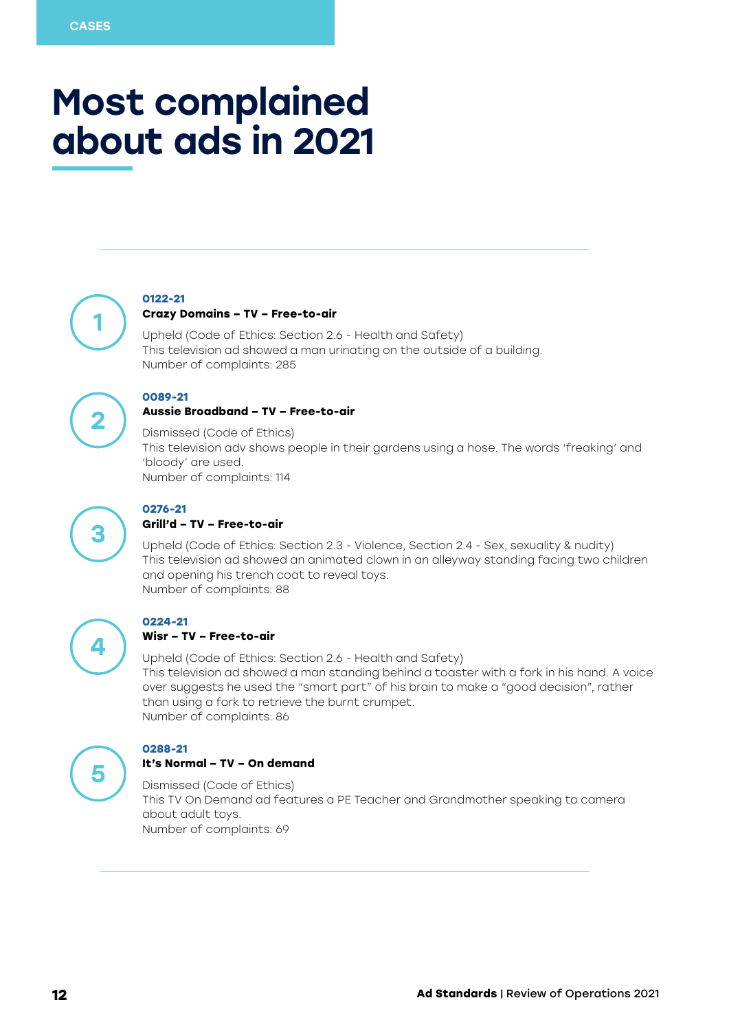CASES

# Most complained about ads in 2021

**1**

**0122-21**

**Crazy Domains – TV – Free-to-air**

Upheld (Code of Ethics: Section 2.6 - Health and Safety)
This television ad showed a man urinating on the outside of a building.
Number of complaints: 285

**2**

**0089-21**

**Aussie Broadband – TV – Free-to-air**

Dismissed (Code of Ethics)
This television adv shows people in their gardens using a hose. The words 'freaking' and 'bloody' are used.
Number of complaints: 114

**3**

**0276-21**

**Grill'd – TV – Free-to-air**

Upheld (Code of Ethics: Section 2.3 - Violence, Section 2.4 - Sex, sexuality & nudity)
This television ad showed an animated clown in an alleyway standing facing two children and opening his trench coat to reveal toys.
Number of complaints: 88

**4**

**0224-21**

**Wisr – TV – Free-to-air**

Upheld (Code of Ethics: Section 2.6 - Health and Safety)
This television ad showed a man standing behind a toaster with a fork in his hand. A voice over suggests he used the "smart part" of his brain to make a "good decision", rather than using a fork to retrieve the burnt crumpet.
Number of complaints: 86

**5**

**0288-21**

**It's Normal – TV – On demand**

Dismissed (Code of Ethics)
This TV On Demand ad features a PE Teacher and Grandmother speaking to camera about adult toys.
Number of complaints: 69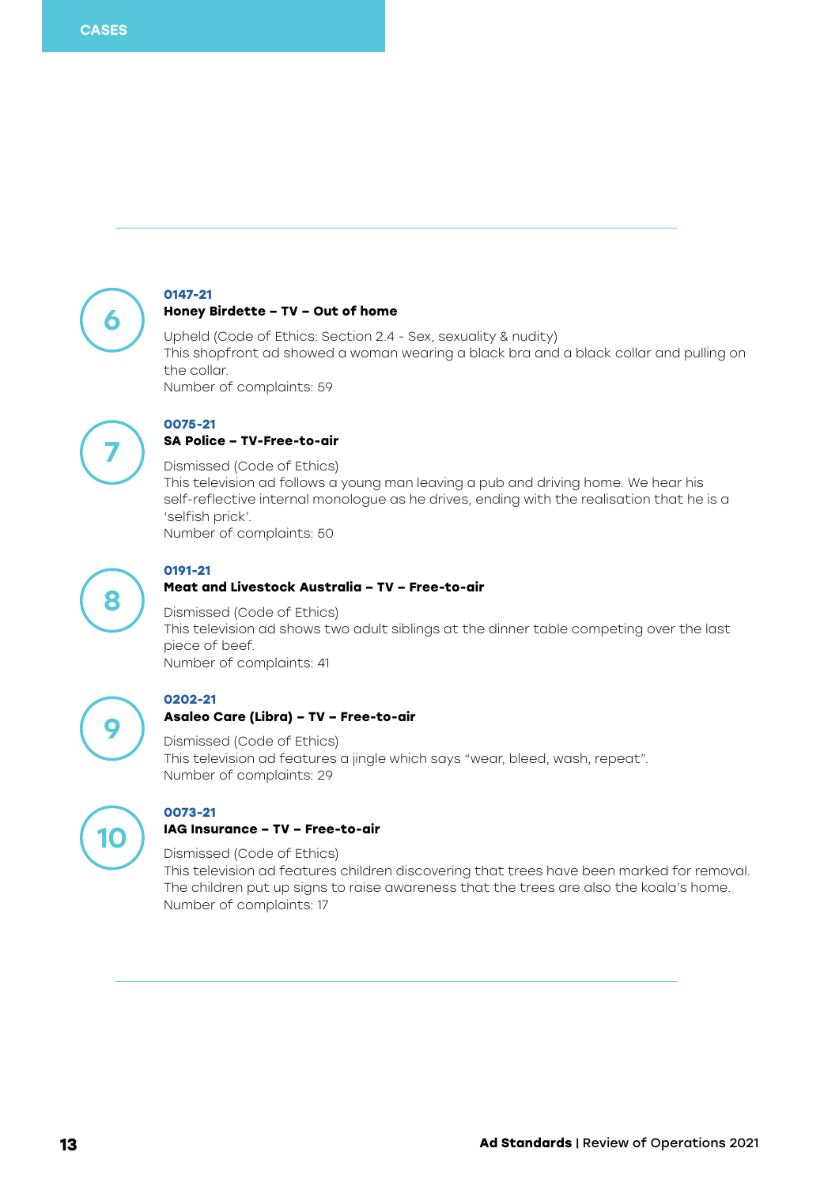## CASES

**6**

**0147-21**
**Honey Birdette – TV – Out of home**

Upheld (Code of Ethics: Section 2.4 - Sex, sexuality & nudity)
This shopfront ad showed a woman wearing a black bra and a black collar and pulling on the collar.
Number of complaints: 59

**7**

**0075-21**
**SA Police – TV-Free-to-air**

Dismissed (Code of Ethics)
This television ad follows a young man leaving a pub and driving home. We hear his self-reflective internal monologue as he drives, ending with the realisation that he is a 'selfish prick'.
Number of complaints: 50

**8**

**0191-21**
**Meat and Livestock Australia – TV – Free-to-air**

Dismissed (Code of Ethics)
This television ad shows two adult siblings at the dinner table competing over the last piece of beef.
Number of complaints: 41

**9**

**0202-21**
**Asaleo Care (Libra) – TV – Free-to-air**

Dismissed (Code of Ethics)
This television ad features a jingle which says "wear, bleed, wash, repeat".
Number of complaints: 29

**10**

**0073-21**
**IAG Insurance – TV – Free-to-air**

Dismissed (Code of Ethics)
This television ad features children discovering that trees have been marked for removal. The children put up signs to raise awareness that the trees are also the koala's home.
Number of complaints: 17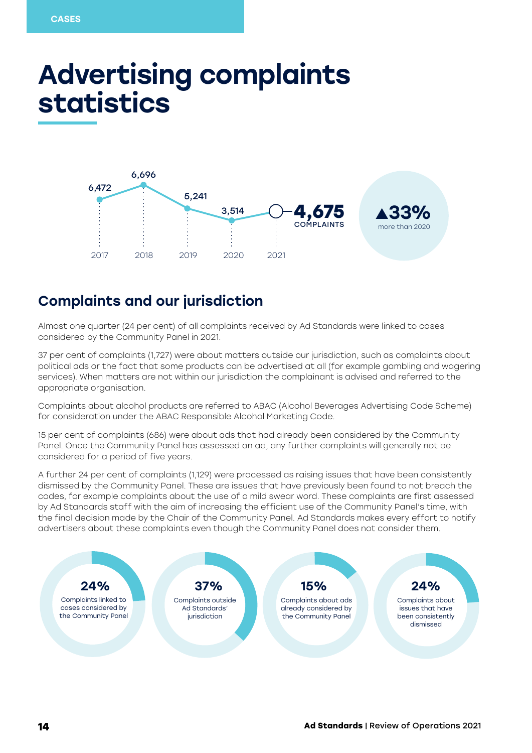# Advertising complaints statistics

6,472
6,696
5,241
3,514
4,675 COMPLAINTS

2017 2018 2019 2020 2021

▲33% more than 2020

## Complaints and our jurisdiction

Almost one quarter (24 per cent) of all complaints received by Ad Standards were linked to cases considered by the Community Panel in 2021.

37 per cent of complaints (1,727) were about matters outside our jurisdiction, such as complaints about political ads or the fact that some products can be advertised at all (for example gambling and wagering services). When matters are not within our jurisdiction the complainant is advised and referred to the appropriate organisation.

Complaints about alcohol products are referred to ABAC (Alcohol Beverages Advertising Code Scheme) for consideration under the ABAC Responsible Alcohol Marketing Code.

15 per cent of complaints (686) were about ads that had already been considered by the Community Panel. Once the Community Panel has assessed an ad, any further complaints will generally not be considered for a period of five years.

A further 24 per cent of complaints (1,129) were processed as raising issues that have been consistently dismissed by the Community Panel. These are issues that have previously been found to not breach the codes, for example complaints about the use of a mild swear word. These complaints are first assessed by Ad Standards staff with the aim of increasing the efficient use of the Community Panel's time, with the final decision made by the Chair of the Community Panel. Ad Standards makes every effort to notify advertisers about these complaints even though the Community Panel does not consider them.

**24%** Complaints linked to cases considered by the Community Panel

**37%** Complaints outside Ad Standards' jurisdiction

**15%** Complaints about ads already considered by the Community Panel

**24%** Complaints about issues that have been consistently dismissed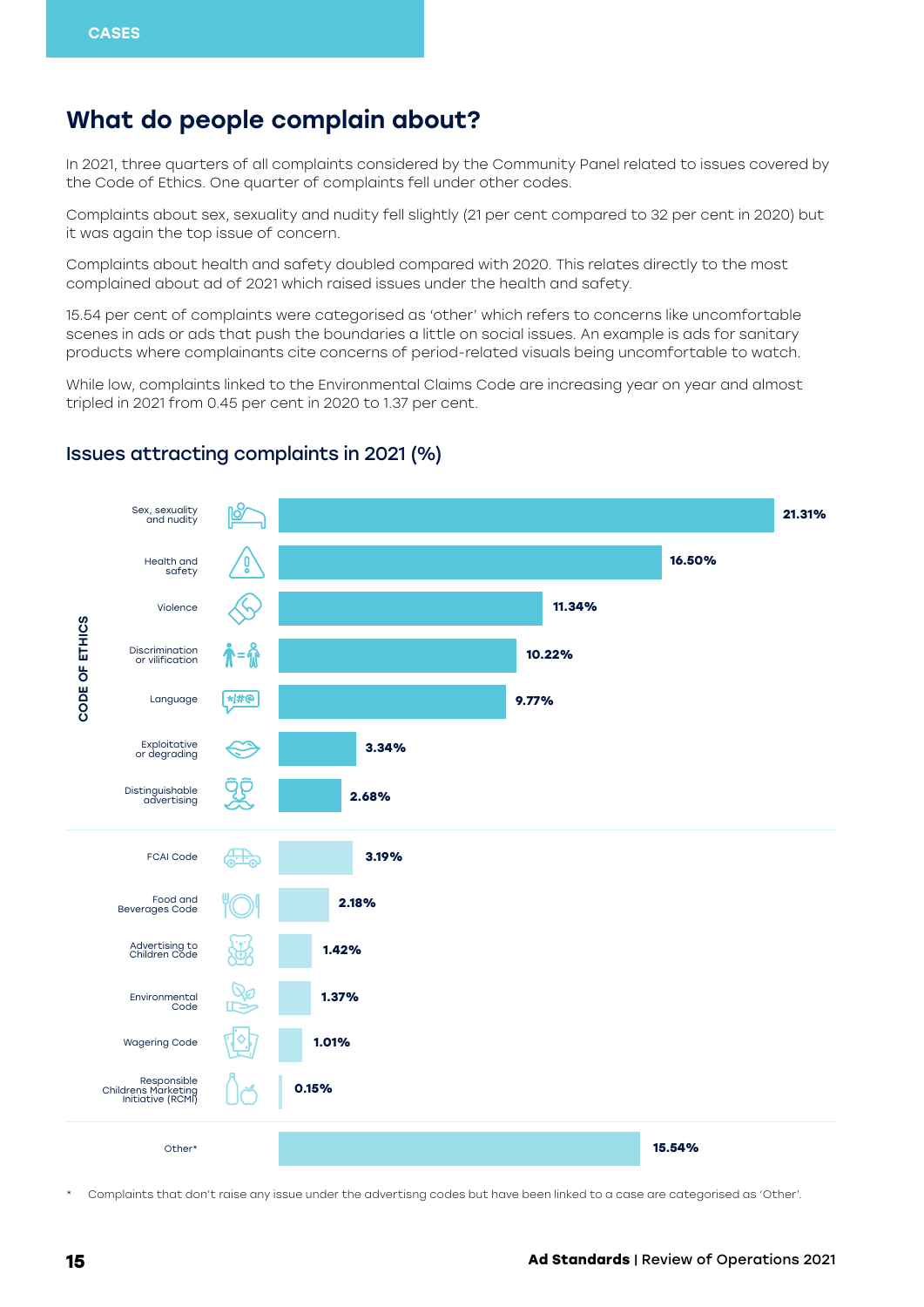CASES

## What do people complain about?

In 2021, three quarters of all complaints considered by the Community Panel related to issues covered by the Code of Ethics. One quarter of complaints fell under other codes.

Complaints about sex, sexuality and nudity fell slightly (21 per cent compared to 32 per cent in 2020) but it was again the top issue of concern.

Complaints about health and safety doubled compared with 2020. This relates directly to the most complained about ad of 2021 which raised issues under the health and safety.

15.54 per cent of complaints were categorised as 'other' which refers to concerns like uncomfortable scenes in ads or ads that push the boundaries a little on social issues. An example is ads for sanitary products where complainants cite concerns of period-related visuals being uncomfortable to watch.

While low, complaints linked to the Environmental Claims Code are increasing year on year and almost tripled in 2021 from 0.45 per cent in 2020 to 1.37 per cent.

### Issues attracting complaints in 2021 (%)

CODE OF ETHICS

Sex, sexuality and nudity 21.31%
Health and safety 16.50%
Violence 11.34%
Discrimination or vilification 10.22%
Language 9.77%
Exploitative or degrading 3.34%
Distinguishable advertising 2.68%

FCAI Code 3.19%
Food and Beverages Code 2.18%
Advertising to Children Code 1.42%
Environmental Code 1.37%
Wagering Code 1.01%
Responsible Childrens Marketing Initiative (RCMI) 0.15%

Other* 15.54%

\* Complaints that don't raise any issue under the advertisng codes but have been linked to a case are categorised as 'Other'.

**Ad Standards** | Review of Operations 2021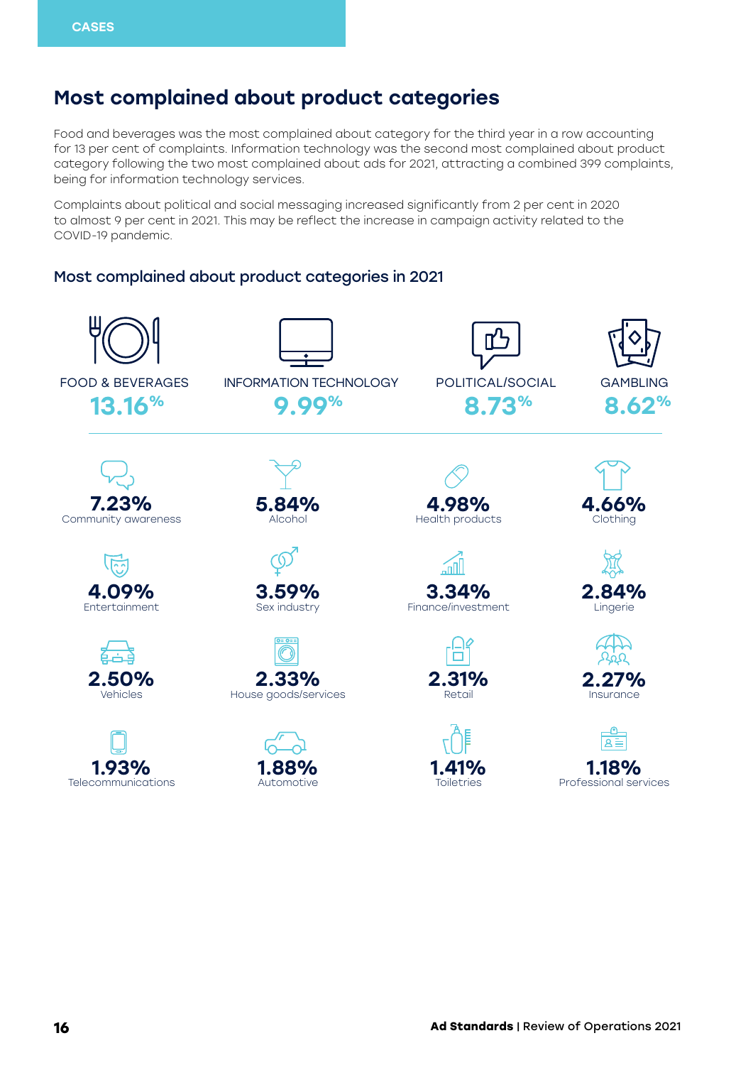## Most complained about product categories

Food and beverages was the most complained about category for the third year in a row accounting for 13 per cent of complaints. Information technology was the second most complained about product category following the two most complained about ads for 2021, attracting a combined 399 complaints, being for information technology services.

Complaints about political and social messaging increased significantly from 2 per cent in 2020 to almost 9 per cent in 2021. This may be reflect the increase in campaign activity related to the COVID-19 pandemic.

### Most complained about product categories in 2021

FOOD & BEVERAGES
13.16%

INFORMATION TECHNOLOGY
9.99%

POLITICAL/SOCIAL
8.73%

GAMBLING
8.62%

7.23%
Community awareness

5.84%
Alcohol

4.98%
Health products

4.66%
Clothing

4.09%
Entertainment

3.59%
Sex industry

3.34%
Finance/investment

2.84%
Lingerie

2.50%
Vehicles

2.33%
House goods/services

2.31%
Retail

2.27%
Insurance

1.93%
Telecommunications

1.88%
Automotive

1.41%
Toiletries

1.18%
Professional services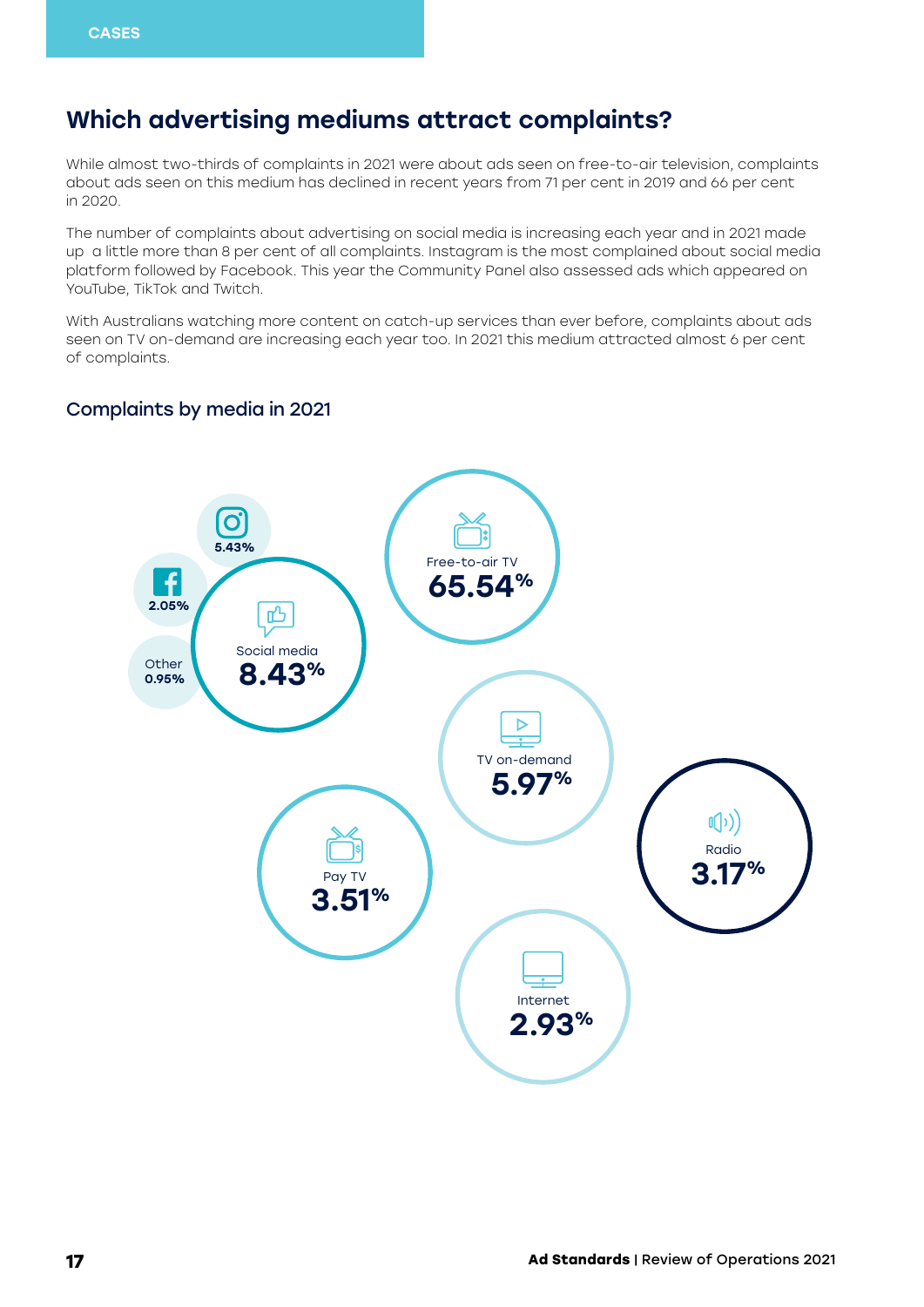## Which advertising mediums attract complaints?

While almost two-thirds of complaints in 2021 were about ads seen on free-to-air television, complaints about ads seen on this medium has declined in recent years from 71 per cent in 2019 and 66 per cent in 2020.

The number of complaints about advertising on social media is increasing each year and in 2021 made up a little more than 8 per cent of all complaints. Instagram is the most complained about social media platform followed by Facebook. This year the Community Panel also assessed ads which appeared on YouTube, TikTok and Twitch.

With Australians watching more content on catch-up services than ever before, complaints about ads seen on TV on-demand are increasing each year too. In 2021 this medium attracted almost 6 per cent of complaints.

### Complaints by media in 2021

5.43%

2.05%

Other 0.95%

Social media 8.43%

Free-to-air TV 65.54%

TV on-demand 5.97%

Radio 3.17%

Pay TV 3.51%

Internet 2.93%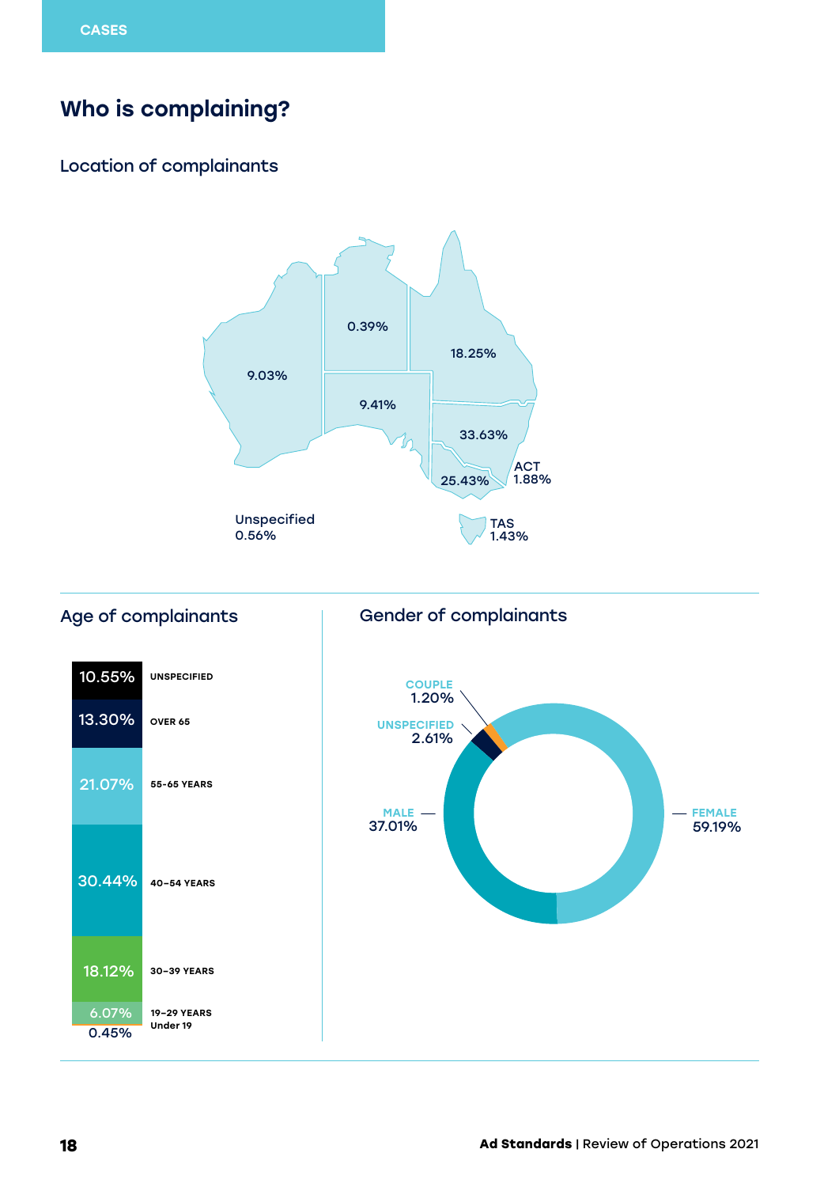CASES

# Who is complaining?

## Location of complainants

9.03%
0.39%
18.25%
9.41%
33.63%
ACT
1.88%
25.43%
Unspecified
0.56%
TAS
1.43%

## Age of complainants

10.55% UNSPECIFIED
13.30% OVER 65
21.07% 55-65 YEARS
30.44% 40–54 YEARS
18.12% 30–39 YEARS
6.07% 19–29 YEARS
0.45% Under 19

## Gender of complainants

COUPLE
1.20%
UNSPECIFIED
2.61%
MALE
37.01%
FEMALE
59.19%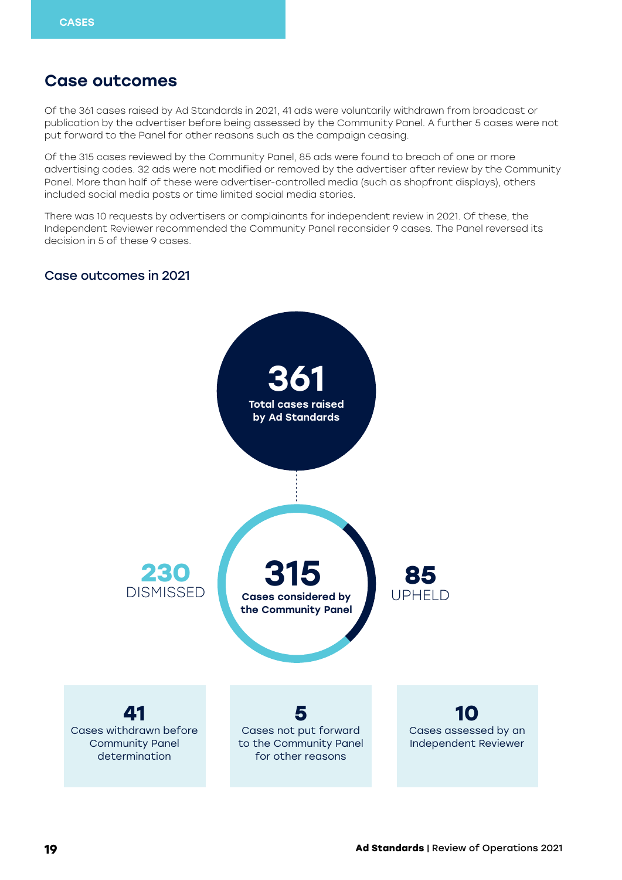## Case outcomes

Of the 361 cases raised by Ad Standards in 2021, 41 ads were voluntarily withdrawn from broadcast or publication by the advertiser before being assessed by the Community Panel. A further 5 cases were not put forward to the Panel for other reasons such as the campaign ceasing.

Of the 315 cases reviewed by the Community Panel, 85 ads were found to breach of one or more advertising codes. 32 ads were not modified or removed by the advertiser after review by the Community Panel. More than half of these were advertiser-controlled media (such as shopfront displays), others included social media posts or time limited social media stories.

There was 10 requests by advertisers or complainants for independent review in 2021. Of these, the Independent Reviewer recommended the Community Panel reconsider 9 cases. The Panel reversed its decision in 5 of these 9 cases.

### Case outcomes in 2021

**361**
Total cases raised by Ad Standards

**315**
Cases considered by the Community Panel

**230**
DISMISSED

**85**
UPHELD

**41**
Cases withdrawn before Community Panel determination

**5**
Cases not put forward to the Community Panel for other reasons

**10**
Cases assessed by an Independent Reviewer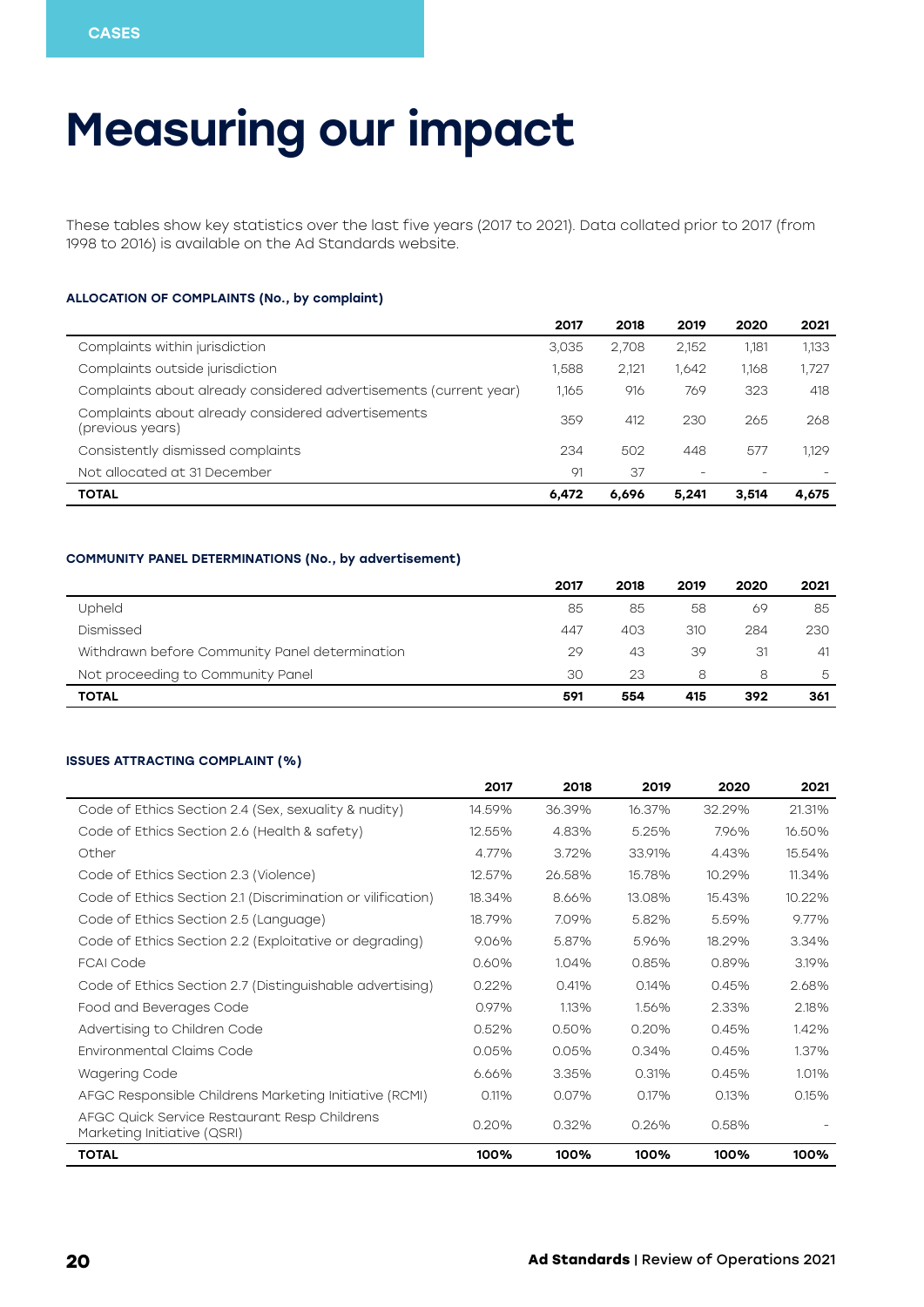CASES

# Measuring our impact

These tables show key statistics over the last five years (2017 to 2021). Data collated prior to 2017 (from 1998 to 2016) is available on the Ad Standards website.

**ALLOCATION OF COMPLAINTS (No., by complaint)**

| | 2017 | 2018 | 2019 | 2020 | 2021 |
|---|---|---|---|---|---|
| Complaints within jurisdiction | 3,035 | 2,708 | 2,152 | 1,181 | 1,133 |
| Complaints outside jurisdiction | 1,588 | 2,121 | 1,642 | 1,168 | 1,727 |
| Complaints about already considered advertisements (current year) | 1,165 | 916 | 769 | 323 | 418 |
| Complaints about already considered advertisements (previous years) | 359 | 412 | 230 | 265 | 268 |
| Consistently dismissed complaints | 234 | 502 | 448 | 577 | 1,129 |
| Not allocated at 31 December | 91 | 37 | - | - | - |
| **TOTAL** | **6,472** | **6,696** | **5,241** | **3,514** | **4,675** |

**COMMUNITY PANEL DETERMINATIONS (No., by advertisement)**

| | 2017 | 2018 | 2019 | 2020 | 2021 |
|---|---|---|---|---|---|
| Upheld | 85 | 85 | 58 | 69 | 85 |
| Dismissed | 447 | 403 | 310 | 284 | 230 |
| Withdrawn before Community Panel determination | 29 | 43 | 39 | 31 | 41 |
| Not proceeding to Community Panel | 30 | 23 | 8 | 8 | 5 |
| **TOTAL** | **591** | **554** | **415** | **392** | **361** |

**ISSUES ATTRACTING COMPLAINT (%)**

| | 2017 | 2018 | 2019 | 2020 | 2021 |
|---|---|---|---|---|---|
| Code of Ethics Section 2.4 (Sex, sexuality & nudity) | 14.59% | 36.39% | 16.37% | 32.29% | 21.31% |
| Code of Ethics Section 2.6 (Health & safety) | 12.55% | 4.83% | 5.25% | 7.96% | 16.50% |
| Other | 4.77% | 3.72% | 33.91% | 4.43% | 15.54% |
| Code of Ethics Section 2.3 (Violence) | 12.57% | 26.58% | 15.78% | 10.29% | 11.34% |
| Code of Ethics Section 2.1 (Discrimination or vilification) | 18.34% | 8.66% | 13.08% | 15.43% | 10.22% |
| Code of Ethics Section 2.5 (Language) | 18.79% | 7.09% | 5.82% | 5.59% | 9.77% |
| Code of Ethics Section 2.2 (Exploitative or degrading) | 9.06% | 5.87% | 5.96% | 18.29% | 3.34% |
| FCAI Code | 0.60% | 1.04% | 0.85% | 0.89% | 3.19% |
| Code of Ethics Section 2.7 (Distinguishable advertising) | 0.22% | 0.41% | 0.14% | 0.45% | 2.68% |
| Food and Beverages Code | 0.97% | 1.13% | 1.56% | 2.33% | 2.18% |
| Advertising to Children Code | 0.52% | 0.50% | 0.20% | 0.45% | 1.42% |
| Environmental Claims Code | 0.05% | 0.05% | 0.34% | 0.45% | 1.37% |
| Wagering Code | 6.66% | 3.35% | 0.31% | 0.45% | 1.01% |
| AFGC Responsible Childrens Marketing Initiative (RCMI) | 0.11% | 0.07% | 0.17% | 0.13% | 0.15% |
| AFGC Quick Service Restaurant Resp Childrens Marketing Initiative (QSRI) | 0.20% | 0.32% | 0.26% | 0.58% | - |
| **TOTAL** | **100%** | **100%** | **100%** | **100%** | **100%** |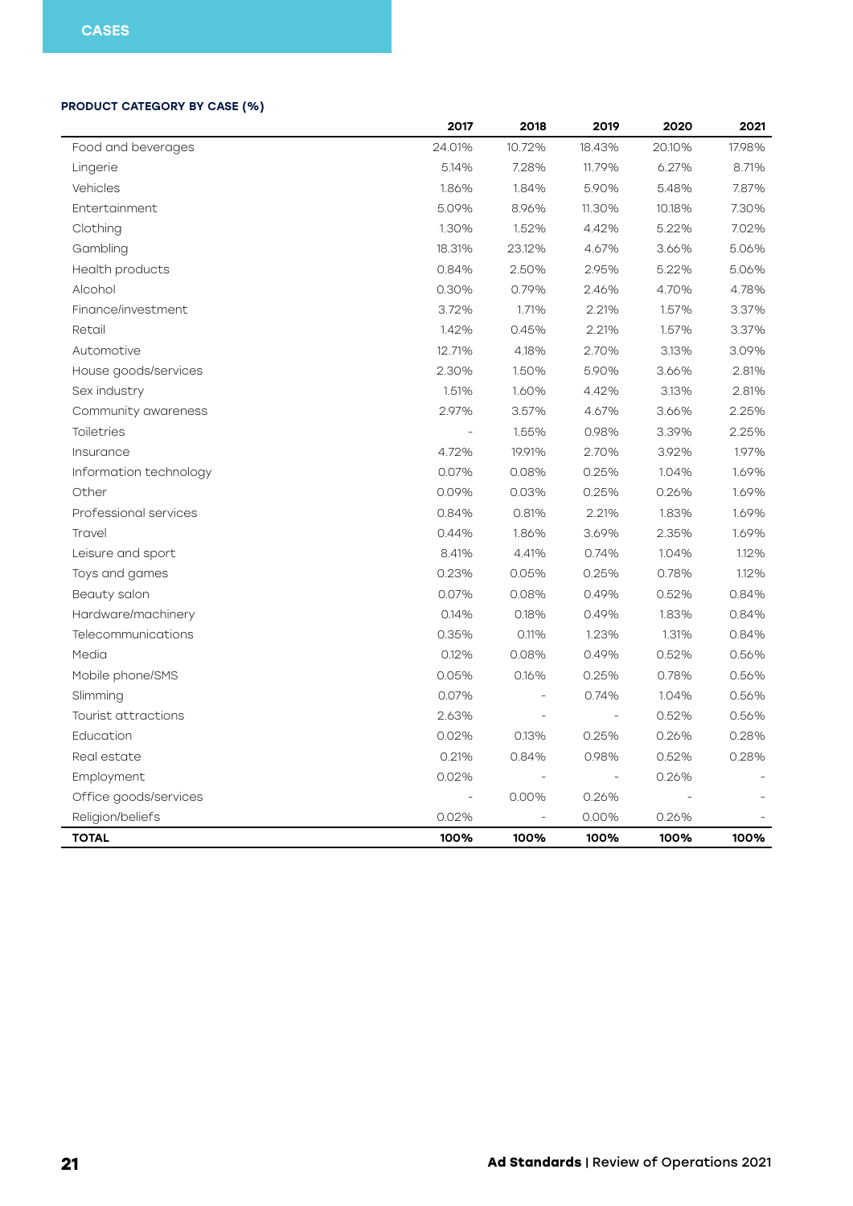## CASES

### PRODUCT CATEGORY BY CASE (%)

| | 2017 | 2018 | 2019 | 2020 | 2021 |
|---|---|---|---|---|---|
| Food and beverages | 24.01% | 10.72% | 18.43% | 20.10% | 17.98% |
| Lingerie | 5.14% | 7.28% | 11.79% | 6.27% | 8.71% |
| Vehicles | 1.86% | 1.84% | 5.90% | 5.48% | 7.87% |
| Entertainment | 5.09% | 8.96% | 11.30% | 10.18% | 7.30% |
| Clothing | 1.30% | 1.52% | 4.42% | 5.22% | 7.02% |
| Gambling | 18.31% | 23.12% | 4.67% | 3.66% | 5.06% |
| Health products | 0.84% | 2.50% | 2.95% | 5.22% | 5.06% |
| Alcohol | 0.30% | 0.79% | 2.46% | 4.70% | 4.78% |
| Finance/investment | 3.72% | 1.71% | 2.21% | 1.57% | 3.37% |
| Retail | 1.42% | 0.45% | 2.21% | 1.57% | 3.37% |
| Automotive | 12.71% | 4.18% | 2.70% | 3.13% | 3.09% |
| House goods/services | 2.30% | 1.50% | 5.90% | 3.66% | 2.81% |
| Sex industry | 1.51% | 1.60% | 4.42% | 3.13% | 2.81% |
| Community awareness | 2.97% | 3.57% | 4.67% | 3.66% | 2.25% |
| Toiletries | - | 1.55% | 0.98% | 3.39% | 2.25% |
| Insurance | 4.72% | 19.91% | 2.70% | 3.92% | 1.97% |
| Information technology | 0.07% | 0.08% | 0.25% | 1.04% | 1.69% |
| Other | 0.09% | 0.03% | 0.25% | 0.26% | 1.69% |
| Professional services | 0.84% | 0.81% | 2.21% | 1.83% | 1.69% |
| Travel | 0.44% | 1.86% | 3.69% | 2.35% | 1.69% |
| Leisure and sport | 8.41% | 4.41% | 0.74% | 1.04% | 1.12% |
| Toys and games | 0.23% | 0.05% | 0.25% | 0.78% | 1.12% |
| Beauty salon | 0.07% | 0.08% | 0.49% | 0.52% | 0.84% |
| Hardware/machinery | 0.14% | 0.18% | 0.49% | 1.83% | 0.84% |
| Telecommunications | 0.35% | 0.11% | 1.23% | 1.31% | 0.84% |
| Media | 0.12% | 0.08% | 0.49% | 0.52% | 0.56% |
| Mobile phone/SMS | 0.05% | 0.16% | 0.25% | 0.78% | 0.56% |
| Slimming | 0.07% | - | 0.74% | 1.04% | 0.56% |
| Tourist attractions | 2.63% | - | - | 0.52% | 0.56% |
| Education | 0.02% | 0.13% | 0.25% | 0.26% | 0.28% |
| Real estate | 0.21% | 0.84% | 0.98% | 0.52% | 0.28% |
| Employment | 0.02% | - | - | 0.26% | - |
| Office goods/services | - | 0.00% | 0.26% | - | - |
| Religion/beliefs | 0.02% | - | 0.00% | 0.26% | - |
| **TOTAL** | **100%** | **100%** | **100%** | **100%** | **100%** |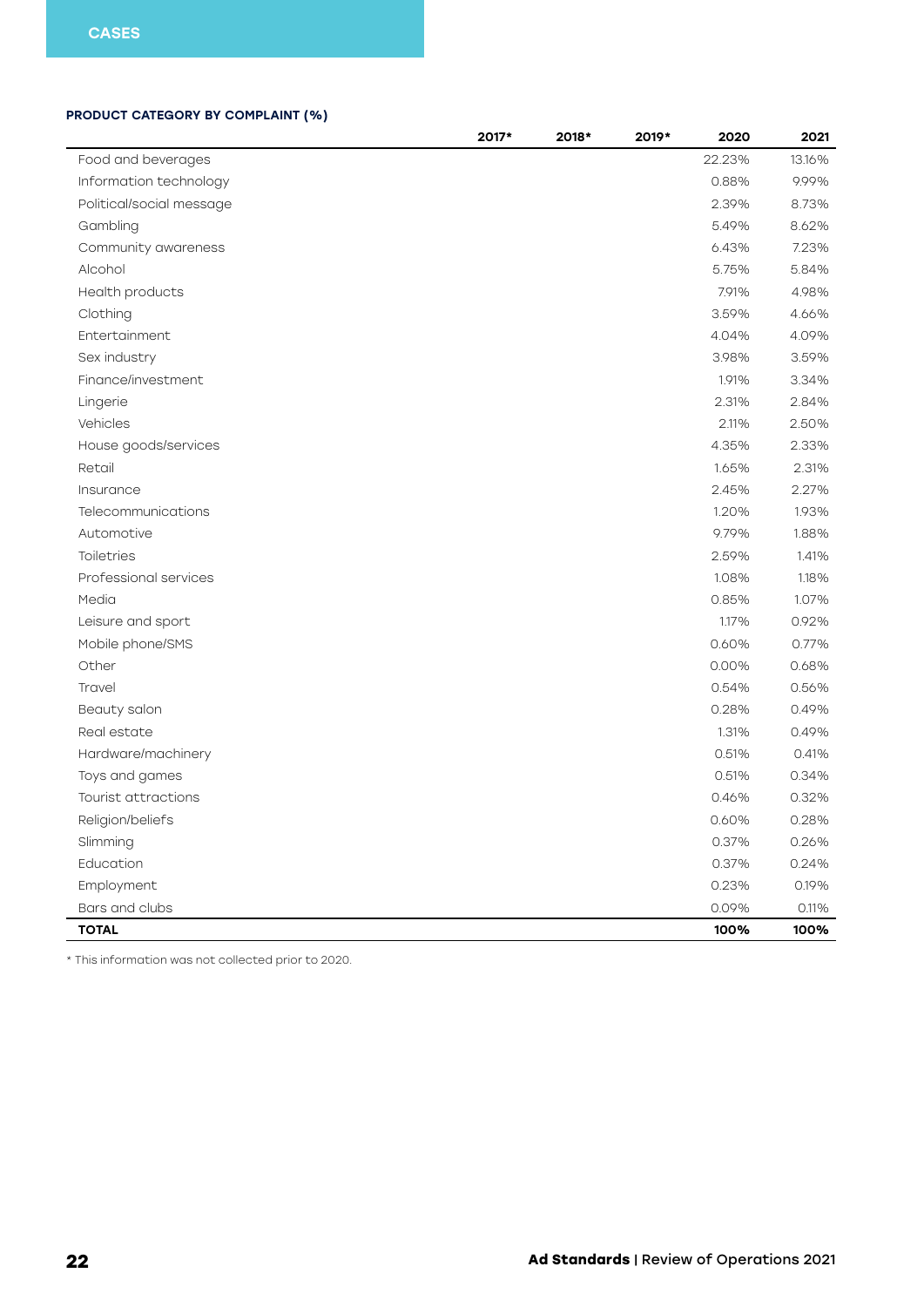CASES

**PRODUCT CATEGORY BY COMPLAINT (%)**

| | 2017* | 2018* | 2019* | 2020 | 2021 |
|---|---|---|---|---|---|
| Food and beverages | | | | 22.23% | 13.16% |
| Information technology | | | | 0.88% | 9.99% |
| Political/social message | | | | 2.39% | 8.73% |
| Gambling | | | | 5.49% | 8.62% |
| Community awareness | | | | 6.43% | 7.23% |
| Alcohol | | | | 5.75% | 5.84% |
| Health products | | | | 7.91% | 4.98% |
| Clothing | | | | 3.59% | 4.66% |
| Entertainment | | | | 4.04% | 4.09% |
| Sex industry | | | | 3.98% | 3.59% |
| Finance/investment | | | | 1.91% | 3.34% |
| Lingerie | | | | 2.31% | 2.84% |
| Vehicles | | | | 2.11% | 2.50% |
| House goods/services | | | | 4.35% | 2.33% |
| Retail | | | | 1.65% | 2.31% |
| Insurance | | | | 2.45% | 2.27% |
| Telecommunications | | | | 1.20% | 1.93% |
| Automotive | | | | 9.79% | 1.88% |
| Toiletries | | | | 2.59% | 1.41% |
| Professional services | | | | 1.08% | 1.18% |
| Media | | | | 0.85% | 1.07% |
| Leisure and sport | | | | 1.17% | 0.92% |
| Mobile phone/SMS | | | | 0.60% | 0.77% |
| Other | | | | 0.00% | 0.68% |
| Travel | | | | 0.54% | 0.56% |
| Beauty salon | | | | 0.28% | 0.49% |
| Real estate | | | | 1.31% | 0.49% |
| Hardware/machinery | | | | 0.51% | 0.41% |
| Toys and games | | | | 0.51% | 0.34% |
| Tourist attractions | | | | 0.46% | 0.32% |
| Religion/beliefs | | | | 0.60% | 0.28% |
| Slimming | | | | 0.37% | 0.26% |
| Education | | | | 0.37% | 0.24% |
| Employment | | | | 0.23% | 0.19% |
| Bars and clubs | | | | 0.09% | 0.11% |
| **TOTAL** | | | | **100%** | **100%** |

* This information was not collected prior to 2020.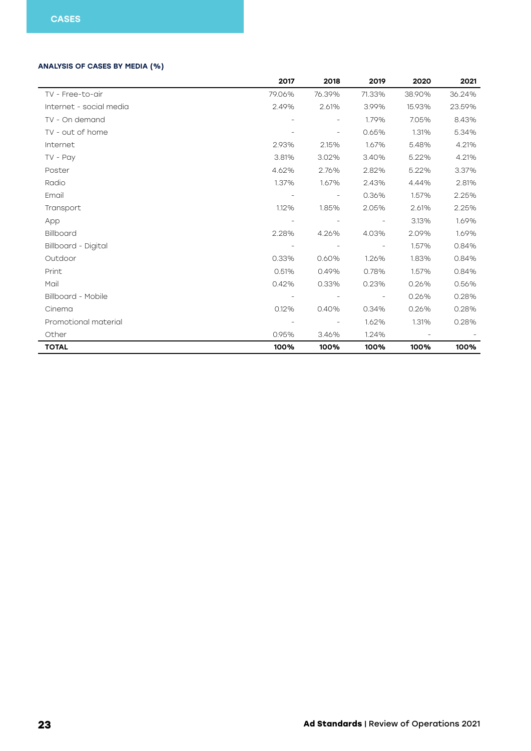CASES

### ANALYSIS OF CASES BY MEDIA (%)

| | 2017 | 2018 | 2019 | 2020 | 2021 |
|---|---|---|---|---|---|
| TV - Free-to-air | 79.06% | 76.39% | 71.33% | 38.90% | 36.24% |
| Internet - social media | 2.49% | 2.61% | 3.99% | 15.93% | 23.59% |
| TV - On demand | - | - | 1.79% | 7.05% | 8.43% |
| TV - out of home | - | - | 0.65% | 1.31% | 5.34% |
| Internet | 2.93% | 2.15% | 1.67% | 5.48% | 4.21% |
| TV - Pay | 3.81% | 3.02% | 3.40% | 5.22% | 4.21% |
| Poster | 4.62% | 2.76% | 2.82% | 5.22% | 3.37% |
| Radio | 1.37% | 1.67% | 2.43% | 4.44% | 2.81% |
| Email | - | - | 0.36% | 1.57% | 2.25% |
| Transport | 1.12% | 1.85% | 2.05% | 2.61% | 2.25% |
| App | - | - | - | 3.13% | 1.69% |
| Billboard | 2.28% | 4.26% | 4.03% | 2.09% | 1.69% |
| Billboard - Digital | - | - | - | 1.57% | 0.84% |
| Outdoor | 0.33% | 0.60% | 1.26% | 1.83% | 0.84% |
| Print | 0.51% | 0.49% | 0.78% | 1.57% | 0.84% |
| Mail | 0.42% | 0.33% | 0.23% | 0.26% | 0.56% |
| Billboard - Mobile | - | - | - | 0.26% | 0.28% |
| Cinema | 0.12% | 0.40% | 0.34% | 0.26% | 0.28% |
| Promotional material | - | - | 1.62% | 1.31% | 0.28% |
| Other | 0.95% | 3.46% | 1.24% | - | - |
| **TOTAL** | **100%** | **100%** | **100%** | **100%** | **100%** |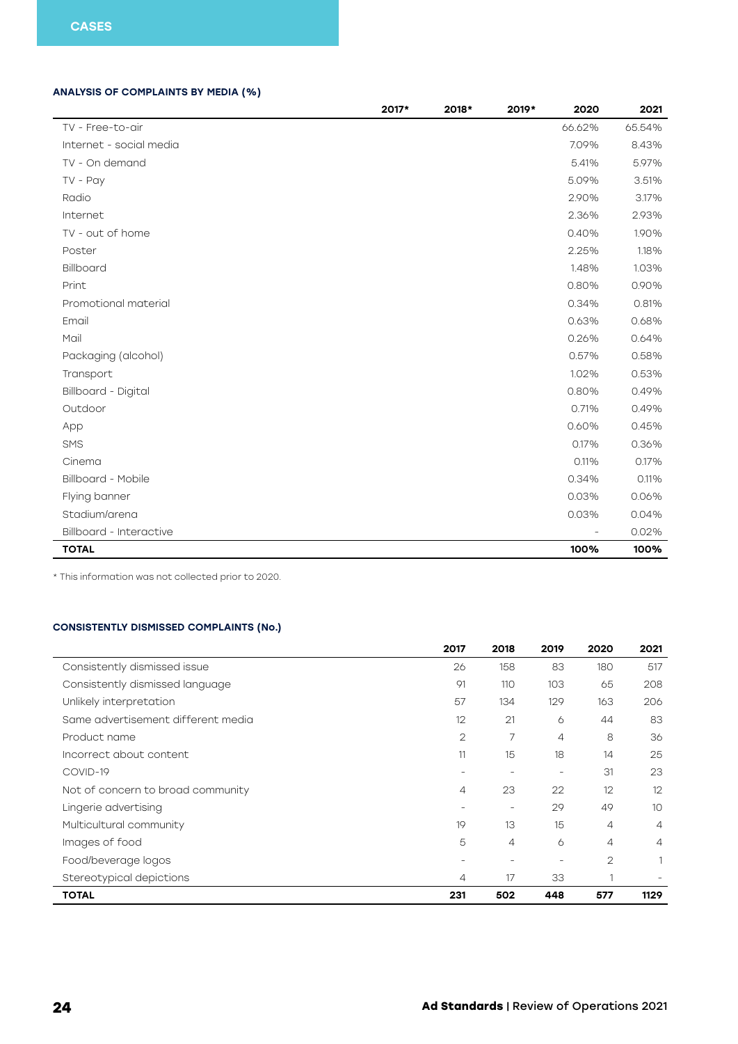CASES

### ANALYSIS OF COMPLAINTS BY MEDIA (%)

| | 2017* | 2018* | 2019* | 2020 | 2021 |
|---|---|---|---|---|---|
| TV - Free-to-air | | | | 66.62% | 65.54% |
| Internet - social media | | | | 7.09% | 8.43% |
| TV - On demand | | | | 5.41% | 5.97% |
| TV - Pay | | | | 5.09% | 3.51% |
| Radio | | | | 2.90% | 3.17% |
| Internet | | | | 2.36% | 2.93% |
| TV - out of home | | | | 0.40% | 1.90% |
| Poster | | | | 2.25% | 1.18% |
| Billboard | | | | 1.48% | 1.03% |
| Print | | | | 0.80% | 0.90% |
| Promotional material | | | | 0.34% | 0.81% |
| Email | | | | 0.63% | 0.68% |
| Mail | | | | 0.26% | 0.64% |
| Packaging (alcohol) | | | | 0.57% | 0.58% |
| Transport | | | | 1.02% | 0.53% |
| Billboard - Digital | | | | 0.80% | 0.49% |
| Outdoor | | | | 0.71% | 0.49% |
| App | | | | 0.60% | 0.45% |
| SMS | | | | 0.17% | 0.36% |
| Cinema | | | | 0.11% | 0.17% |
| Billboard - Mobile | | | | 0.34% | 0.11% |
| Flying banner | | | | 0.03% | 0.06% |
| Stadium/arena | | | | 0.03% | 0.04% |
| Billboard - Interactive | | | | - | 0.02% |
| **TOTAL** | | | | **100%** | **100%** |

* This information was not collected prior to 2020.

### CONSISTENTLY DISMISSED COMPLAINTS (No.)

| | 2017 | 2018 | 2019 | 2020 | 2021 |
|---|---|---|---|---|---|
| Consistently dismissed issue | 26 | 158 | 83 | 180 | 517 |
| Consistently dismissed language | 91 | 110 | 103 | 65 | 208 |
| Unlikely interpretation | 57 | 134 | 129 | 163 | 206 |
| Same advertisement different media | 12 | 21 | 6 | 44 | 83 |
| Product name | 2 | 7 | 4 | 8 | 36 |
| Incorrect about content | 11 | 15 | 18 | 14 | 25 |
| COVID-19 | - | - | - | 31 | 23 |
| Not of concern to broad community | 4 | 23 | 22 | 12 | 12 |
| Lingerie advertising | - | - | 29 | 49 | 10 |
| Multicultural community | 19 | 13 | 15 | 4 | 4 |
| Images of food | 5 | 4 | 6 | 4 | 4 |
| Food/beverage logos | - | - | - | 2 | 1 |
| Stereotypical depictions | 4 | 17 | 33 | 1 | - |
| **TOTAL** | **231** | **502** | **448** | **577** | **1129** |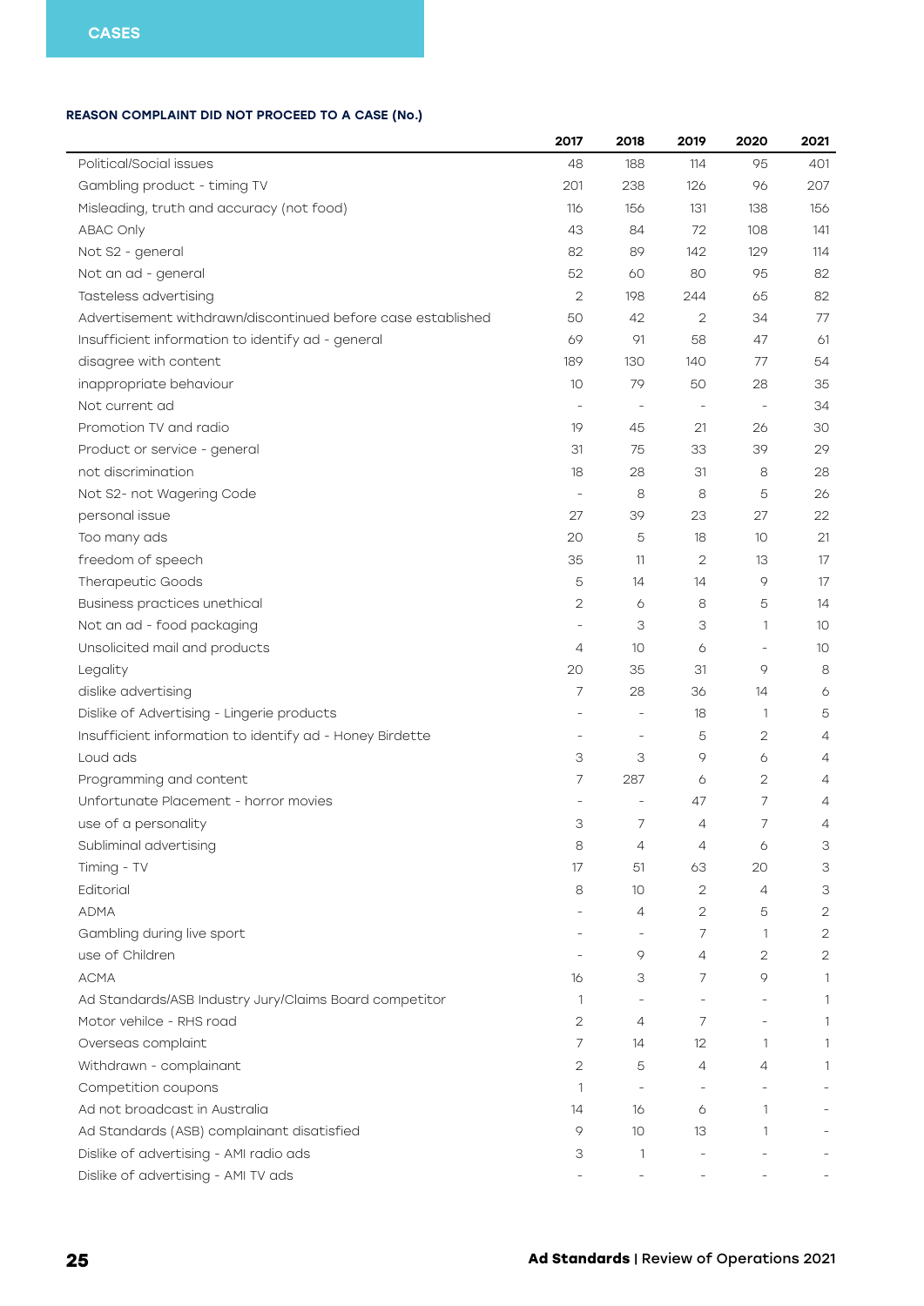CASES

**REASON COMPLAINT DID NOT PROCEED TO A CASE (No.)**

| | 2017 | 2018 | 2019 | 2020 | 2021 |
|---|---|---|---|---|---|
| Political/Social issues | 48 | 188 | 114 | 95 | 401 |
| Gambling product - timing TV | 201 | 238 | 126 | 96 | 207 |
| Misleading, truth and accuracy (not food) | 116 | 156 | 131 | 138 | 156 |
| ABAC Only | 43 | 84 | 72 | 108 | 141 |
| Not S2 - general | 82 | 89 | 142 | 129 | 114 |
| Not an ad - general | 52 | 60 | 80 | 95 | 82 |
| Tasteless advertising | 2 | 198 | 244 | 65 | 82 |
| Advertisement withdrawn/discontinued before case established | 50 | 42 | 2 | 34 | 77 |
| Insufficient information to identify ad - general | 69 | 91 | 58 | 47 | 61 |
| disagree with content | 189 | 130 | 140 | 77 | 54 |
| inappropriate behaviour | 10 | 79 | 50 | 28 | 35 |
| Not current ad | - | - | - | - | 34 |
| Promotion TV and radio | 19 | 45 | 21 | 26 | 30 |
| Product or service - general | 31 | 75 | 33 | 39 | 29 |
| not discrimination | 18 | 28 | 31 | 8 | 28 |
| Not S2- not Wagering Code | - | 8 | 8 | 5 | 26 |
| personal issue | 27 | 39 | 23 | 27 | 22 |
| Too many ads | 20 | 5 | 18 | 10 | 21 |
| freedom of speech | 35 | 11 | 2 | 13 | 17 |
| Therapeutic Goods | 5 | 14 | 14 | 9 | 17 |
| Business practices unethical | 2 | 6 | 8 | 5 | 14 |
| Not an ad - food packaging | - | 3 | 3 | 1 | 10 |
| Unsolicited mail and products | 4 | 10 | 6 | - | 10 |
| Legality | 20 | 35 | 31 | 9 | 8 |
| dislike advertising | 7 | 28 | 36 | 14 | 6 |
| Dislike of Advertising - Lingerie products | - | - | 18 | 1 | 5 |
| Insufficient information to identify ad - Honey Birdette | - | - | 5 | 2 | 4 |
| Loud ads | 3 | 3 | 9 | 6 | 4 |
| Programming and content | 7 | 287 | 6 | 2 | 4 |
| Unfortunate Placement - horror movies | - | - | 47 | 7 | 4 |
| use of a personality | 3 | 7 | 4 | 7 | 4 |
| Subliminal advertising | 8 | 4 | 4 | 6 | 3 |
| Timing - TV | 17 | 51 | 63 | 20 | 3 |
| Editorial | 8 | 10 | 2 | 4 | 3 |
| ADMA | - | 4 | 2 | 5 | 2 |
| Gambling during live sport | - | - | 7 | 1 | 2 |
| use of Children | - | 9 | 4 | 2 | 2 |
| ACMA | 16 | 3 | 7 | 9 | 1 |
| Ad Standards/ASB Industry Jury/Claims Board competitor | 1 | - | - | - | 1 |
| Motor vehilce - RHS road | 2 | 4 | 7 | - | 1 |
| Overseas complaint | 7 | 14 | 12 | 1 | 1 |
| Withdrawn - complainant | 2 | 5 | 4 | 4 | 1 |
| Competition coupons | 1 | - | - | - | - |
| Ad not broadcast in Australia | 14 | 16 | 6 | 1 | - |
| Ad Standards (ASB) complainant disatisfied | 9 | 10 | 13 | 1 | - |
| Dislike of advertising - AMI radio ads | 3 | 1 | - | - | - |
| Dislike of advertising - AMI TV ads | - | - | - | - | - |

**Ad Standards** | Review of Operations 2021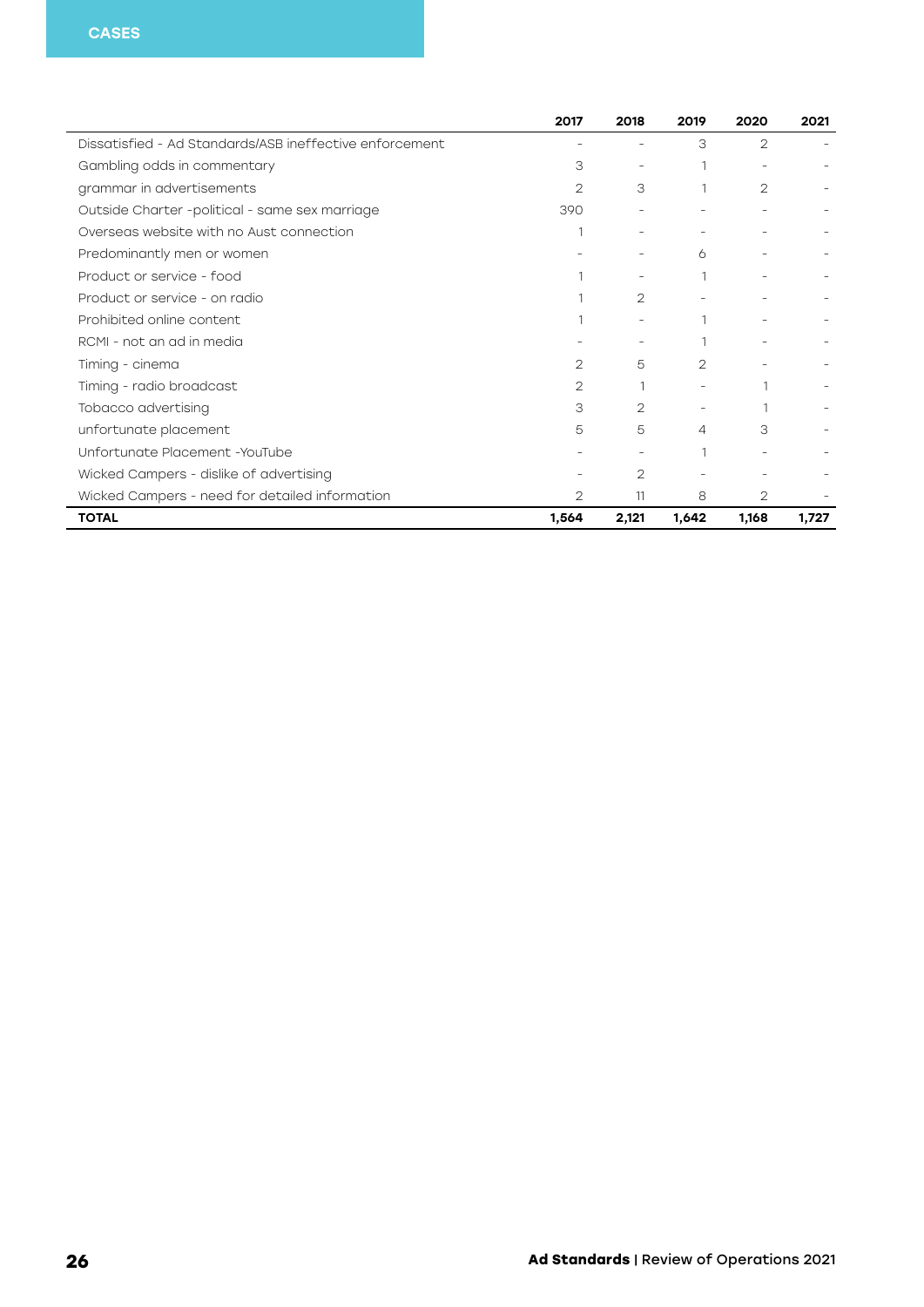| | 2017 | 2018 | 2019 | 2020 | 2021 |
|---|---|---|---|---|---|
| Dissatisfied - Ad Standards/ASB ineffective enforcement | - | - | 3 | 2 | - |
| Gambling odds in commentary | 3 | - | 1 | - | - |
| grammar in advertisements | 2 | 3 | 1 | 2 | - |
| Outside Charter -political - same sex marriage | 390 | - | - | - | - |
| Overseas website with no Aust connection | 1 | - | - | - | - |
| Predominantly men or women | - | - | 6 | - | - |
| Product or service - food | 1 | - | 1 | - | - |
| Product or service - on radio | 1 | 2 | - | - | - |
| Prohibited online content | 1 | - | 1 | - | - |
| RCMI - not an ad in media | - | - | 1 | - | - |
| Timing - cinema | 2 | 5 | 2 | - | - |
| Timing - radio broadcast | 2 | 1 | - | 1 | - |
| Tobacco advertising | 3 | 2 | - | 1 | - |
| unfortunate placement | 5 | 5 | 4 | 3 | - |
| Unfortunate Placement -YouTube | - | - | 1 | - | - |
| Wicked Campers - dislike of advertising | - | 2 | - | - | - |
| Wicked Campers - need for detailed information | 2 | 11 | 8 | 2 | - |
| **TOTAL** | **1,564** | **2,121** | **1,642** | **1,168** | **1,727** |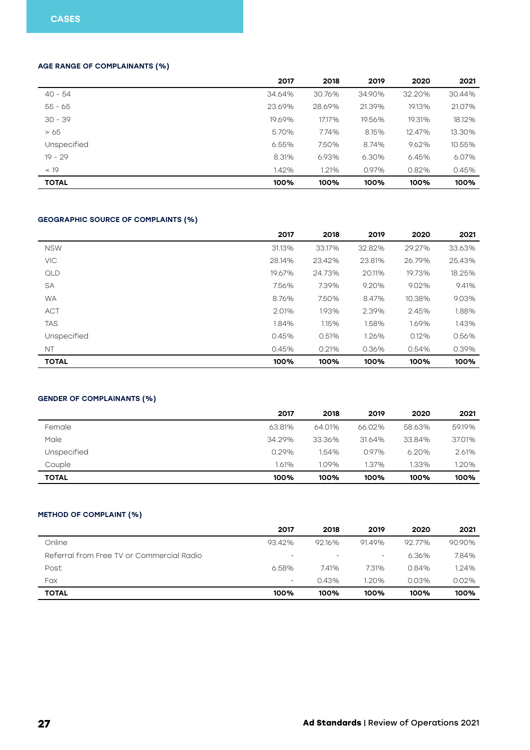CASES

#### AGE RANGE OF COMPLAINANTS (%)

| | 2017 | 2018 | 2019 | 2020 | 2021 |
|---|---|---|---|---|---|
| 40 - 54 | 34.64% | 30.76% | 34.90% | 32.20% | 30.44% |
| 55 - 65 | 23.69% | 28.69% | 21.39% | 19.13% | 21.07% |
| 30 - 39 | 19.69% | 17.17% | 19.56% | 19.31% | 18.12% |
| > 65 | 5.70% | 7.74% | 8.15% | 12.47% | 13.30% |
| Unspecified | 6.55% | 7.50% | 8.74% | 9.62% | 10.55% |
| 19 - 29 | 8.31% | 6.93% | 6.30% | 6.45% | 6.07% |
| < 19 | 1.42% | 1.21% | 0.97% | 0.82% | 0.45% |
| **TOTAL** | **100%** | **100%** | **100%** | **100%** | **100%** |

#### GEOGRAPHIC SOURCE OF COMPLAINTS (%)

| | 2017 | 2018 | 2019 | 2020 | 2021 |
|---|---|---|---|---|---|
| NSW | 31.13% | 33.17% | 32.82% | 29.27% | 33.63% |
| VIC | 28.14% | 23.42% | 23.81% | 26.79% | 25.43% |
| QLD | 19.67% | 24.73% | 20.11% | 19.73% | 18.25% |
| SA | 7.56% | 7.39% | 9.20% | 9.02% | 9.41% |
| WA | 8.76% | 7.50% | 8.47% | 10.38% | 9.03% |
| ACT | 2.01% | 1.93% | 2.39% | 2.45% | 1.88% |
| TAS | 1.84% | 1.15% | 1.58% | 1.69% | 1.43% |
| Unspecified | 0.45% | 0.51% | 1.26% | 0.12% | 0.56% |
| NT | 0.45% | 0.21% | 0.36% | 0.54% | 0.39% |
| **TOTAL** | **100%** | **100%** | **100%** | **100%** | **100%** |

#### GENDER OF COMPLAINANTS (%)

| | 2017 | 2018 | 2019 | 2020 | 2021 |
|---|---|---|---|---|---|
| Female | 63.81% | 64.01% | 66.02% | 58.63% | 59.19% |
| Male | 34.29% | 33.36% | 31.64% | 33.84% | 37.01% |
| Unspecified | 0.29% | 1.54% | 0.97% | 6.20% | 2.61% |
| Couple | 1.61% | 1.09% | 1.37% | 1.33% | 1.20% |
| **TOTAL** | **100%** | **100%** | **100%** | **100%** | **100%** |

#### METHOD OF COMPLAINT (%)

| | 2017 | 2018 | 2019 | 2020 | 2021 |
|---|---|---|---|---|---|
| Online | 93.42% | 92.16% | 91.49% | 92.77% | 90.90% |
| Referral from Free TV or Commercial Radio | - | - | - | 6.36% | 7.84% |
| Post | 6.58% | 7.41% | 7.31% | 0.84% | 1.24% |
| Fax | - | 0.43% | 1.20% | 0.03% | 0.02% |
| **TOTAL** | **100%** | **100%** | **100%** | **100%** | **100%** |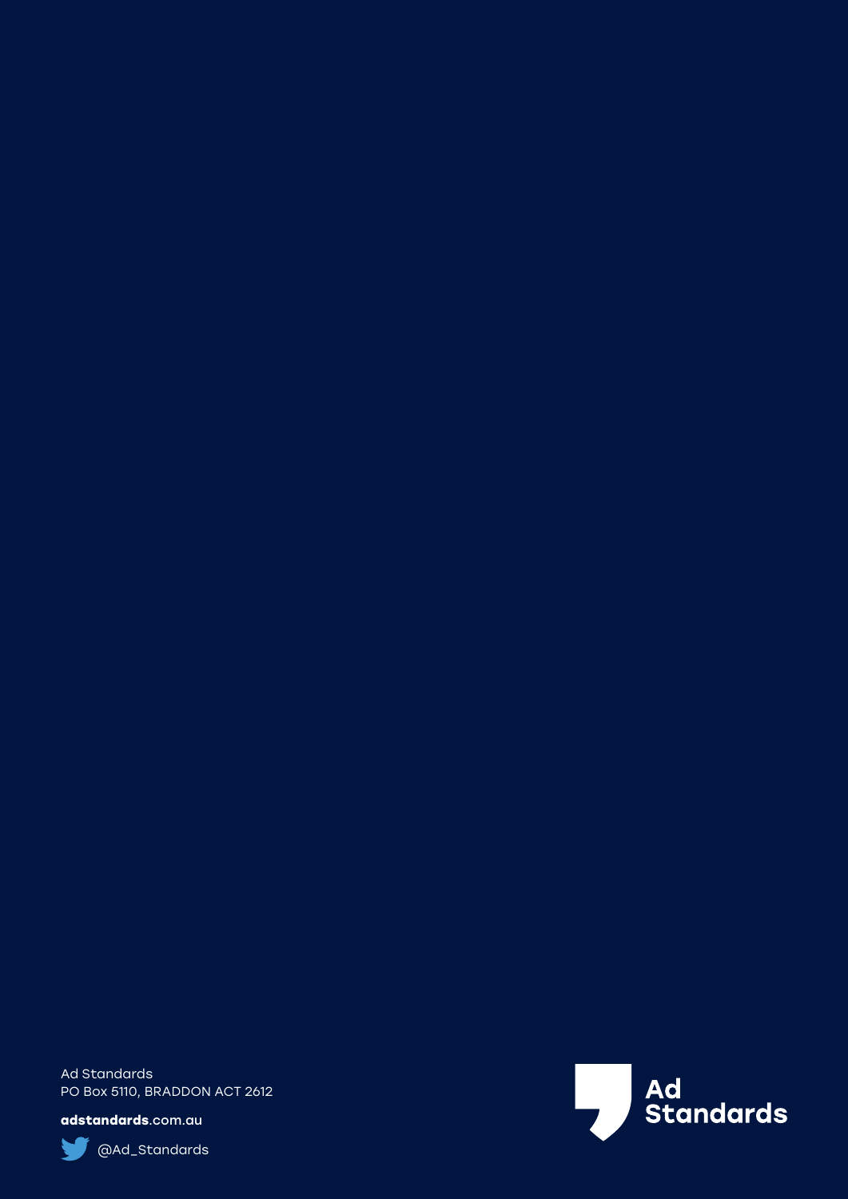Ad Standards
PO Box 5110, BRADDON ACT 2612

**adstandards**.com.au

@Ad_Standards

Ad Standards